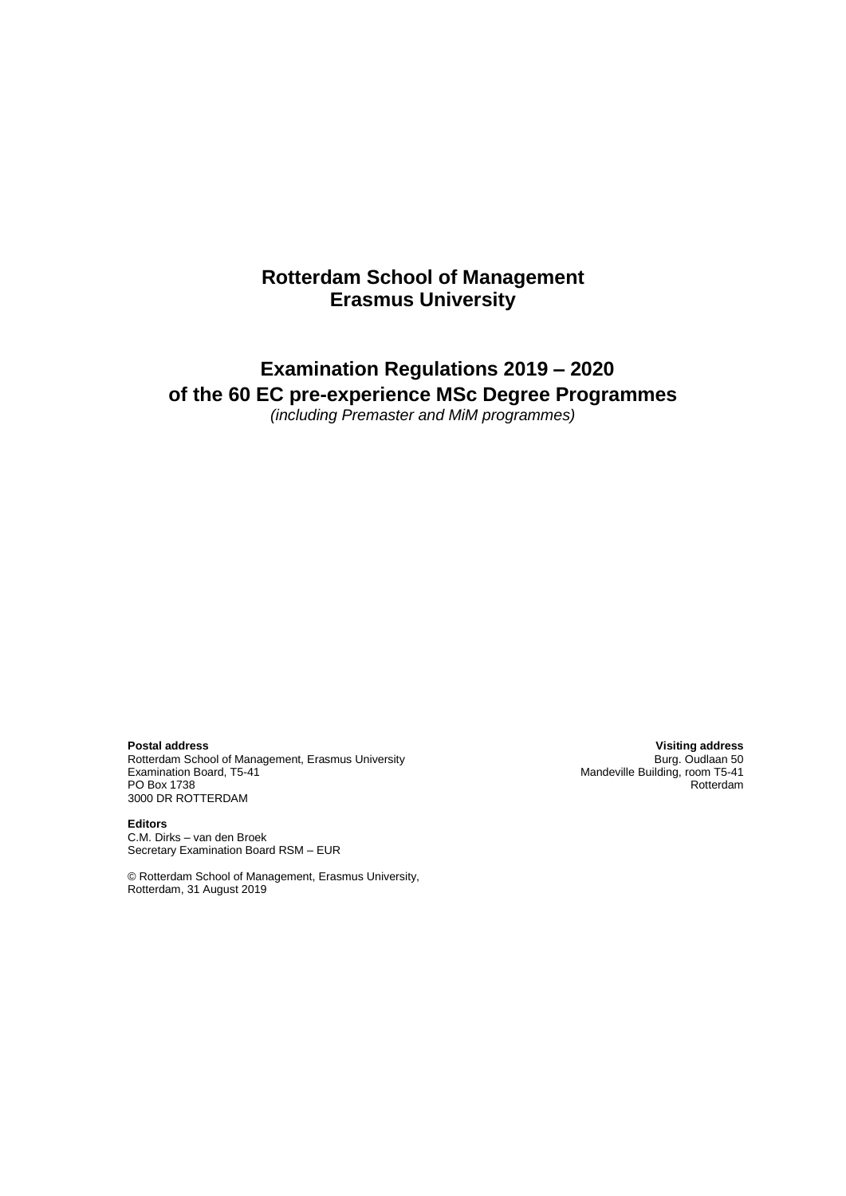# Rotterdam School of Management
# Erasmus University

## Examination Regulations 2019 – 2020
## of the 60 EC pre-experience MSc Degree Programmes

*(including Premaster and MiM programmes)*

**Postal address**
Rotterdam School of Management, Erasmus University
Examination Board, T5-41
PO Box 1738
3000 DR ROTTERDAM

**Visiting address**
Burg. Oudlaan 50
Mandeville Building, room T5-41
Rotterdam

**Editors**
C.M. Dirks – van den Broek
Secretary Examination Board RSM – EUR

© Rotterdam School of Management, Erasmus University,
Rotterdam, 31 August 2019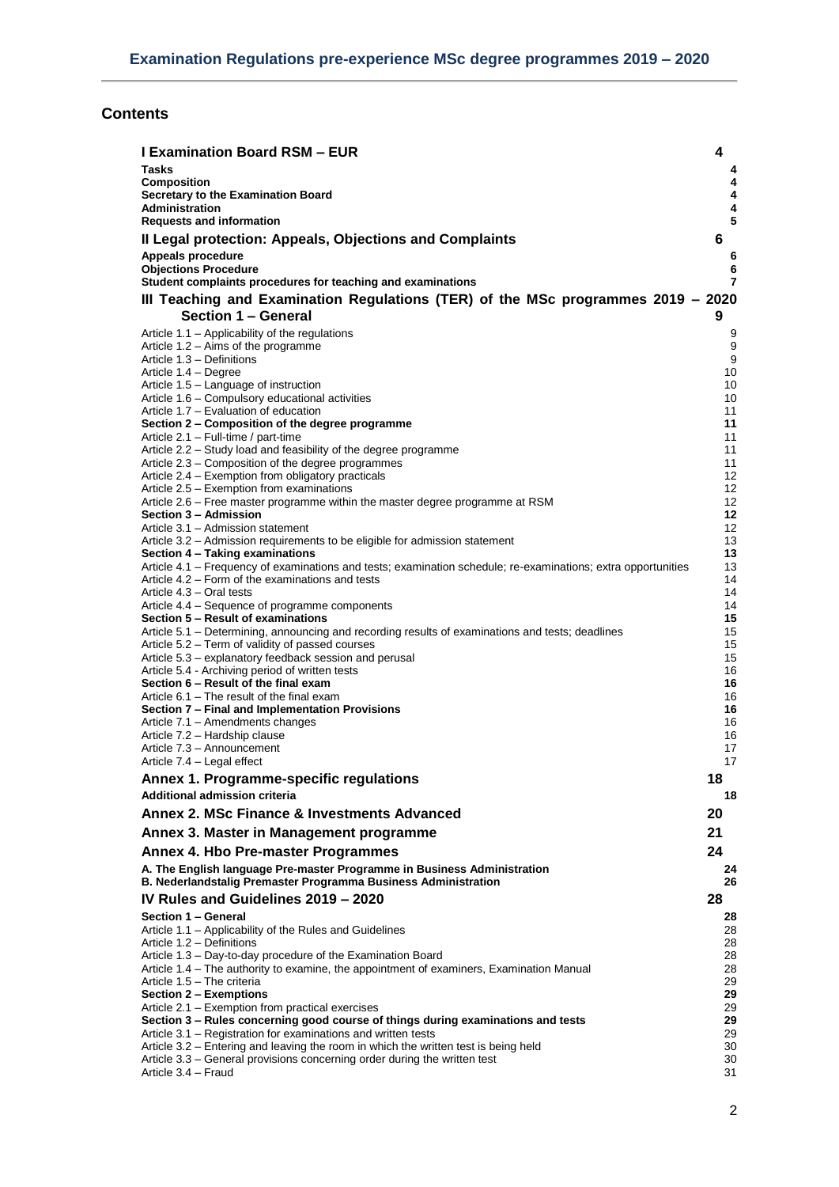## Contents

| | |
|---|---|
| **I Examination Board RSM – EUR** | **4** |
| **Tasks** | **4** |
| **Composition** | **4** |
| **Secretary to the Examination Board** | **4** |
| **Administration** | **4** |
| **Requests and information** | **5** |
| **II Legal protection: Appeals, Objections and Complaints** | **6** |
| **Appeals procedure** | **6** |
| **Objections Procedure** | **6** |
| **Student complaints procedures for teaching and examinations** | **7** |
| **III Teaching and Examination Regulations (TER) of the MSc programmes 2019 – 2020 Section 1 – General** | **9** |
| Article 1.1 – Applicability of the regulations | 9 |
| Article 1.2 – Aims of the programme | 9 |
| Article 1.3 – Definitions | 9 |
| Article 1.4 – Degree | 10 |
| Article 1.5 – Language of instruction | 10 |
| Article 1.6 – Compulsory educational activities | 10 |
| Article 1.7 – Evaluation of education | 11 |
| **Section 2 – Composition of the degree programme** | **11** |
| Article 2.1 – Full-time / part-time | 11 |
| Article 2.2 – Study load and feasibility of the degree programme | 11 |
| Article 2.3 – Composition of the degree programmes | 11 |
| Article 2.4 – Exemption from obligatory practicals | 12 |
| Article 2.5 – Exemption from examinations | 12 |
| Article 2.6 – Free master programme within the master degree programme at RSM | 12 |
| **Section 3 – Admission** | **12** |
| Article 3.1 – Admission statement | 12 |
| Article 3.2 – Admission requirements to be eligible for admission statement | 13 |
| **Section 4 – Taking examinations** | **13** |
| Article 4.1 – Frequency of examinations and tests; examination schedule; re-examinations; extra opportunities | 13 |
| Article 4.2 – Form of the examinations and tests | 14 |
| Article 4.3 – Oral tests | 14 |
| Article 4.4 – Sequence of programme components | 14 |
| **Section 5 – Result of examinations** | **15** |
| Article 5.1 – Determining, announcing and recording results of examinations and tests; deadlines | 15 |
| Article 5.2 – Term of validity of passed courses | 15 |
| Article 5.3 – explanatory feedback session and perusal | 15 |
| Article 5.4 - Archiving period of written tests | 16 |
| **Section 6 – Result of the final exam** | **16** |
| Article 6.1 – The result of the final exam | 16 |
| **Section 7 – Final and Implementation Provisions** | **16** |
| Article 7.1 – Amendments changes | 16 |
| Article 7.2 – Hardship clause | 16 |
| Article 7.3 – Announcement | 17 |
| Article 7.4 – Legal effect | 17 |
| **Annex 1. Programme-specific regulations** | **18** |
| **Additional admission criteria** | **18** |
| **Annex 2. MSc Finance & Investments Advanced** | **20** |
| **Annex 3. Master in Management programme** | **21** |
| **Annex 4. Hbo Pre-master Programmes** | **24** |
| **A. The English language Pre-master Programme in Business Administration** | **24** |
| **B. Nederlandstalig Premaster Programma Business Administration** | **26** |
| **IV Rules and Guidelines 2019 – 2020** | **28** |
| **Section 1 – General** | **28** |
| Article 1.1 – Applicability of the Rules and Guidelines | 28 |
| Article 1.2 – Definitions | 28 |
| Article 1.3 – Day-to-day procedure of the Examination Board | 28 |
| Article 1.4 – The authority to examine, the appointment of examiners, Examination Manual | 28 |
| Article 1.5 – The criteria | 29 |
| **Section 2 – Exemptions** | **29** |
| Article 2.1 – Exemption from practical exercises | 29 |
| **Section 3 – Rules concerning good course of things during examinations and tests** | **29** |
| Article 3.1 – Registration for examinations and written tests | 29 |
| Article 3.2 – Entering and leaving the room in which the written test is being held | 30 |
| Article 3.3 – General provisions concerning order during the written test | 30 |
| Article 3.4 – Fraud | 31 |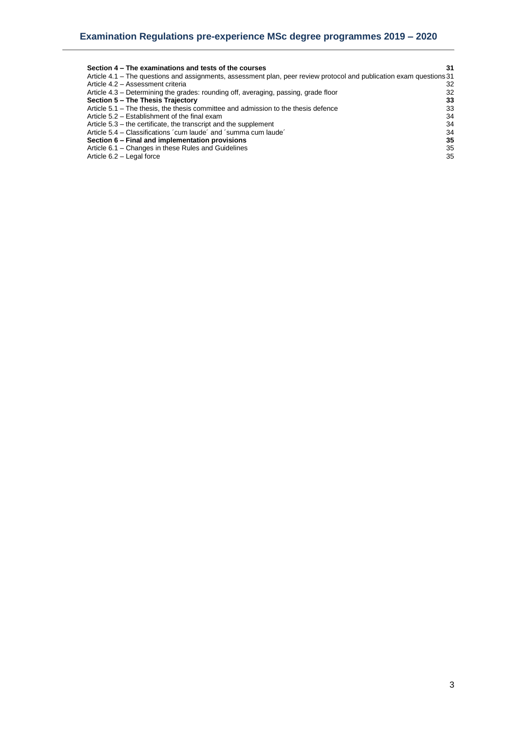**Section 4 – The examinations and tests of the courses 31**

Article 4.1 – The questions and assignments, assessment plan, peer review protocol and publication exam questions 31

Article 4.2 – Assessment criteria 32

Article 4.3 – Determining the grades: rounding off, averaging, passing, grade floor 32

**Section 5 – The Thesis Trajectory 33**

Article 5.1 – The thesis, the thesis committee and admission to the thesis defence 33

Article 5.2 – Establishment of the final exam 34

Article 5.3 – the certificate, the transcript and the supplement 34

Article 5.4 – Classifications ´cum laude´ and ´summa cum laude´ 34

**Section 6 – Final and implementation provisions 35**

Article 6.1 – Changes in these Rules and Guidelines 35

Article 6.2 – Legal force 35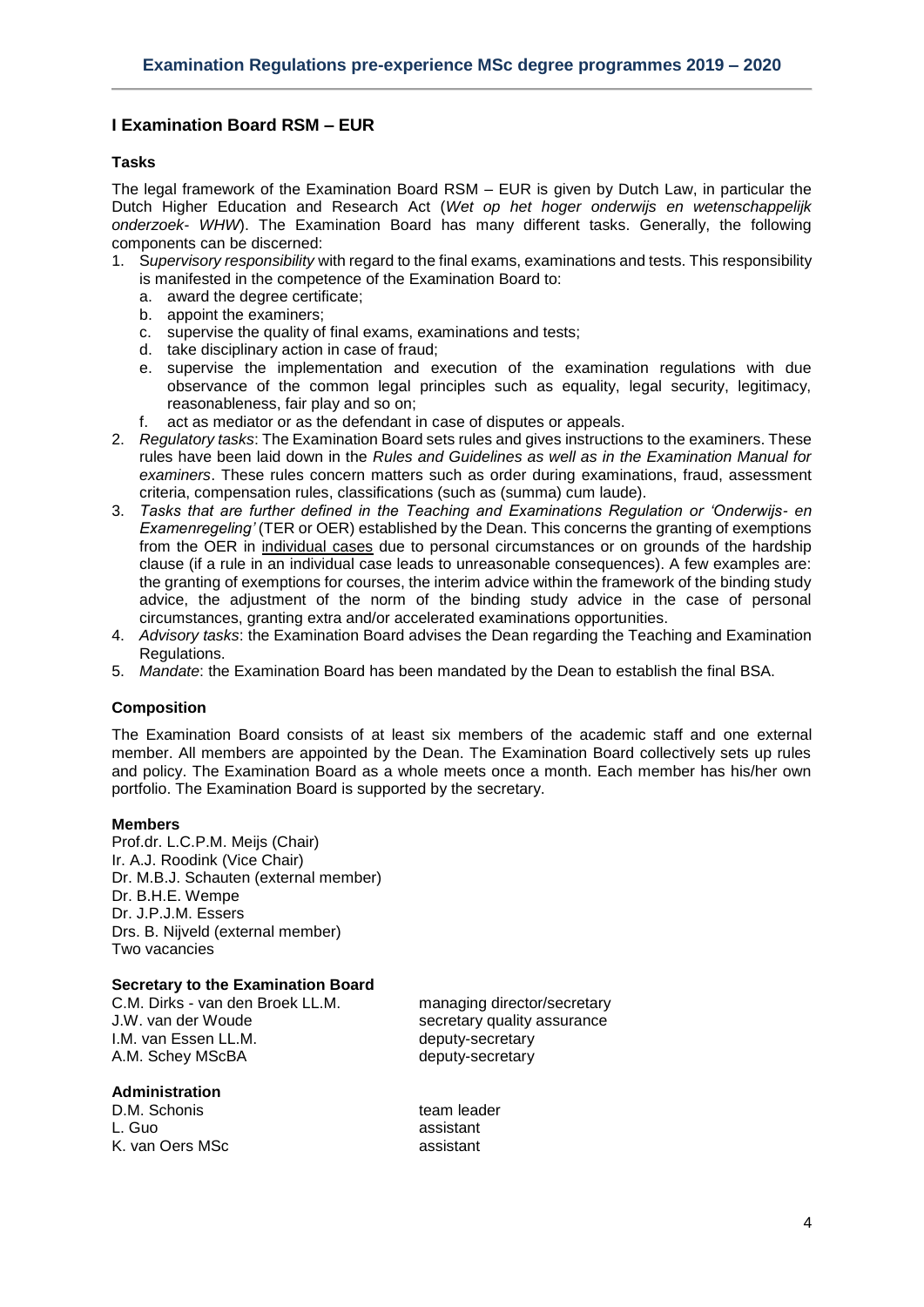## I Examination Board RSM – EUR

### Tasks

The legal framework of the Examination Board RSM – EUR is given by Dutch Law, in particular the Dutch Higher Education and Research Act (*Wet op het hoger onderwijs en wetenschappelijk onderzoek- WHW*). The Examination Board has many different tasks. Generally, the following components can be discerned:

1. S*upervisory responsibility* with regard to the final exams, examinations and tests. This responsibility is manifested in the competence of the Examination Board to:
   a. award the degree certificate;
   b. appoint the examiners;
   c. supervise the quality of final exams, examinations and tests;
   d. take disciplinary action in case of fraud;
   e. supervise the implementation and execution of the examination regulations with due observance of the common legal principles such as equality, legal security, legitimacy, reasonableness, fair play and so on;
   f. act as mediator or as the defendant in case of disputes or appeals.
2. *Regulatory tasks*: The Examination Board sets rules and gives instructions to the examiners. These rules have been laid down in the *Rules and Guidelines as well as in the Examination Manual for examiners*. These rules concern matters such as order during examinations, fraud, assessment criteria, compensation rules, classifications (such as (summa) cum laude).
3. *Tasks that are further defined in the Teaching and Examinations Regulation or 'Onderwijs- en Examenregeling'* (TER or OER) established by the Dean. This concerns the granting of exemptions from the OER in individual cases due to personal circumstances or on grounds of the hardship clause (if a rule in an individual case leads to unreasonable consequences). A few examples are: the granting of exemptions for courses, the interim advice within the framework of the binding study advice, the adjustment of the norm of the binding study advice in the case of personal circumstances, granting extra and/or accelerated examinations opportunities.
4. *Advisory tasks*: the Examination Board advises the Dean regarding the Teaching and Examination Regulations.
5. *Mandate*: the Examination Board has been mandated by the Dean to establish the final BSA.

### Composition

The Examination Board consists of at least six members of the academic staff and one external member. All members are appointed by the Dean. The Examination Board collectively sets up rules and policy. The Examination Board as a whole meets once a month. Each member has his/her own portfolio. The Examination Board is supported by the secretary.

#### Members

Prof.dr. L.C.P.M. Meijs (Chair)
Ir. A.J. Roodink (Vice Chair)
Dr. M.B.J. Schauten (external member)
Dr. B.H.E. Wempe
Dr. J.P.J.M. Essers
Drs. B. Nijveld (external member)
Two vacancies

#### Secretary to the Examination Board

| | |
|---|---|
| C.M. Dirks - van den Broek LL.M. | managing director/secretary |
| J.W. van der Woude | secretary quality assurance |
| I.M. van Essen LL.M. | deputy-secretary |
| A.M. Schey MScBA | deputy-secretary |

#### Administration

| | |
|---|---|
| D.M. Schonis | team leader |
| L. Guo | assistant |
| K. van Oers MSc | assistant |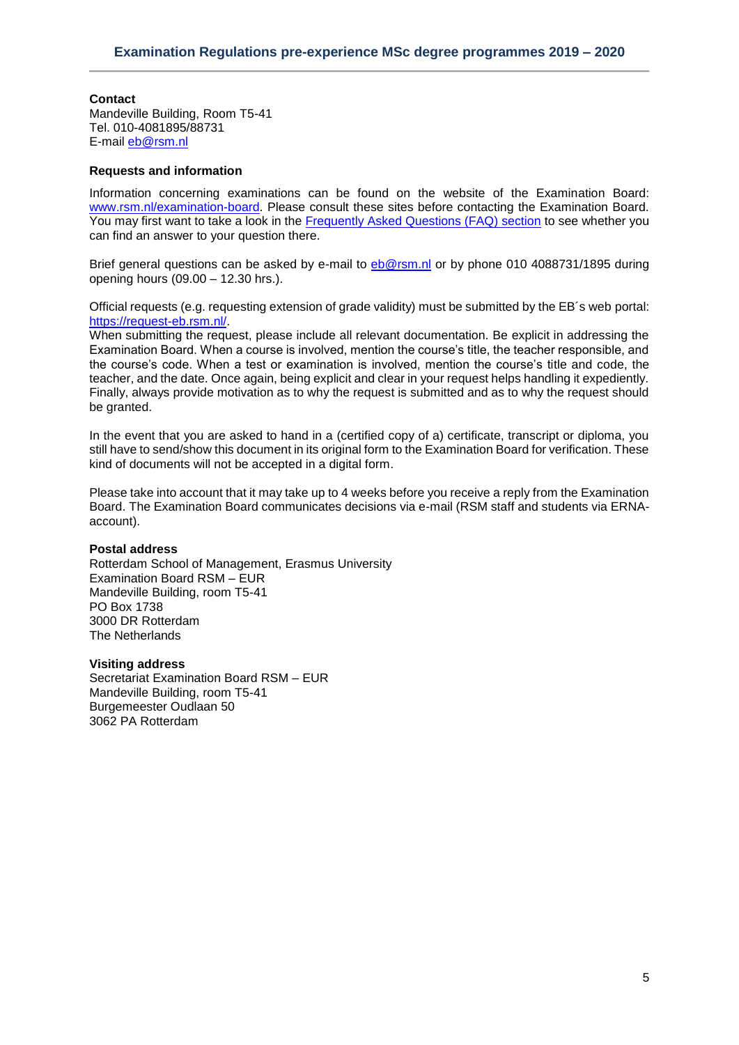**Contact**
Mandeville Building, Room T5-41
Tel. 010-4081895/88731
E-mail eb@rsm.nl

**Requests and information**

Information concerning examinations can be found on the website of the Examination Board: www.rsm.nl/examination-board. Please consult these sites before contacting the Examination Board. You may first want to take a look in the Frequently Asked Questions (FAQ) section to see whether you can find an answer to your question there.

Brief general questions can be asked by e-mail to eb@rsm.nl or by phone 010 4088731/1895 during opening hours (09.00 – 12.30 hrs.).

Official requests (e.g. requesting extension of grade validity) must be submitted by the EB´s web portal: https://request-eb.rsm.nl/.
When submitting the request, please include all relevant documentation. Be explicit in addressing the Examination Board. When a course is involved, mention the course's title, the teacher responsible, and the course's code. When a test or examination is involved, mention the course's title and code, the teacher, and the date. Once again, being explicit and clear in your request helps handling it expediently. Finally, always provide motivation as to why the request is submitted and as to why the request should be granted.

In the event that you are asked to hand in a (certified copy of a) certificate, transcript or diploma, you still have to send/show this document in its original form to the Examination Board for verification. These kind of documents will not be accepted in a digital form.

Please take into account that it may take up to 4 weeks before you receive a reply from the Examination Board. The Examination Board communicates decisions via e-mail (RSM staff and students via ERNA-account).

**Postal address**
Rotterdam School of Management, Erasmus University
Examination Board RSM – EUR
Mandeville Building, room T5-41
PO Box 1738
3000 DR Rotterdam
The Netherlands

**Visiting address**
Secretariat Examination Board RSM – EUR
Mandeville Building, room T5-41
Burgemeester Oudlaan 50
3062 PA Rotterdam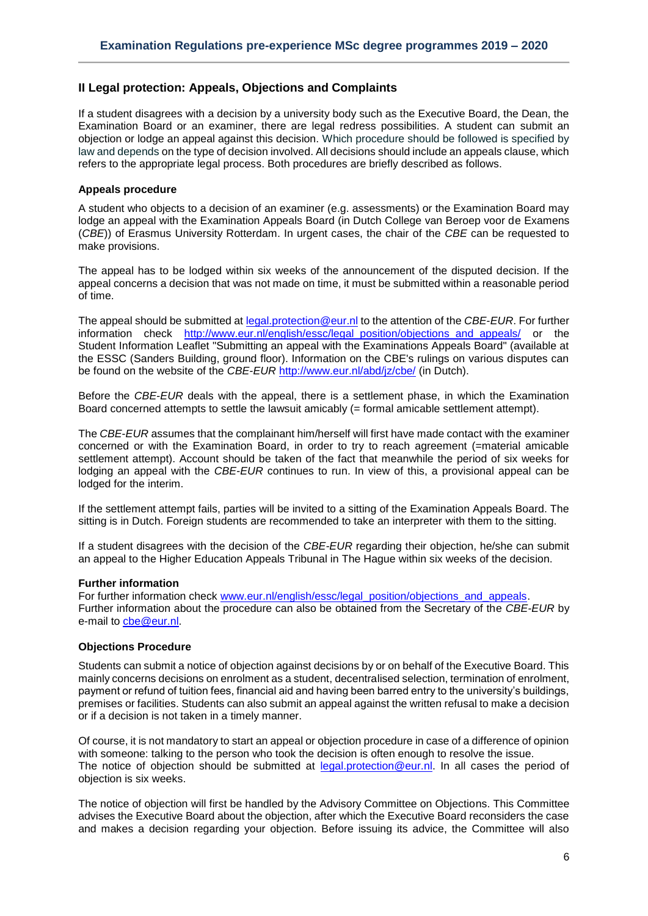## II Legal protection: Appeals, Objections and Complaints

If a student disagrees with a decision by a university body such as the Executive Board, the Dean, the Examination Board or an examiner, there are legal redress possibilities. A student can submit an objection or lodge an appeal against this decision. Which procedure should be followed is specified by law and depends on the type of decision involved. All decisions should include an appeals clause, which refers to the appropriate legal process. Both procedures are briefly described as follows.

### Appeals procedure

A student who objects to a decision of an examiner (e.g. assessments) or the Examination Board may lodge an appeal with the Examination Appeals Board (in Dutch College van Beroep voor de Examens (*CBE*)) of Erasmus University Rotterdam. In urgent cases, the chair of the *CBE* can be requested to make provisions.

The appeal has to be lodged within six weeks of the announcement of the disputed decision. If the appeal concerns a decision that was not made on time, it must be submitted within a reasonable period of time.

The appeal should be submitted at [legal.protection@eur.nl](mailto:legal.protection@eur.nl) to the attention of the *CBE-EUR*. For further information check [http://www.eur.nl/english/essc/legal_position/objections_and_appeals/](http://www.eur.nl/english/essc/legal_position/objections_and_appeals/) or the Student Information Leaflet "Submitting an appeal with the Examinations Appeals Board" (available at the ESSC (Sanders Building, ground floor). Information on the CBE's rulings on various disputes can be found on the website of the *CBE-EUR* [http://www.eur.nl/abd/jz/cbe/](http://www.eur.nl/abd/jz/cbe/) (in Dutch).

Before the *CBE-EUR* deals with the appeal, there is a settlement phase, in which the Examination Board concerned attempts to settle the lawsuit amicably (= formal amicable settlement attempt).

The *CBE-EUR* assumes that the complainant him/herself will first have made contact with the examiner concerned or with the Examination Board, in order to try to reach agreement (=material amicable settlement attempt). Account should be taken of the fact that meanwhile the period of six weeks for lodging an appeal with the *CBE-EUR* continues to run. In view of this, a provisional appeal can be lodged for the interim.

If the settlement attempt fails, parties will be invited to a sitting of the Examination Appeals Board. The sitting is in Dutch. Foreign students are recommended to take an interpreter with them to the sitting.

If a student disagrees with the decision of the *CBE-EUR* regarding their objection, he/she can submit an appeal to the Higher Education Appeals Tribunal in The Hague within six weeks of the decision.

### Further information

For further information check [www.eur.nl/english/essc/legal_position/objections_and_appeals](http://www.eur.nl/english/essc/legal_position/objections_and_appeals).
Further information about the procedure can also be obtained from the Secretary of the *CBE-EUR* by e-mail to [cbe@eur.nl](mailto:cbe@eur.nl).

### Objections Procedure

Students can submit a notice of objection against decisions by or on behalf of the Executive Board. This mainly concerns decisions on enrolment as a student, decentralised selection, termination of enrolment, payment or refund of tuition fees, financial aid and having been barred entry to the university's buildings, premises or facilities. Students can also submit an appeal against the written refusal to make a decision or if a decision is not taken in a timely manner.

Of course, it is not mandatory to start an appeal or objection procedure in case of a difference of opinion with someone: talking to the person who took the decision is often enough to resolve the issue.
The notice of objection should be submitted at [legal.protection@eur.nl](mailto:legal.protection@eur.nl). In all cases the period of objection is six weeks.

The notice of objection will first be handled by the Advisory Committee on Objections. This Committee advises the Executive Board about the objection, after which the Executive Board reconsiders the case and makes a decision regarding your objection. Before issuing its advice, the Committee will also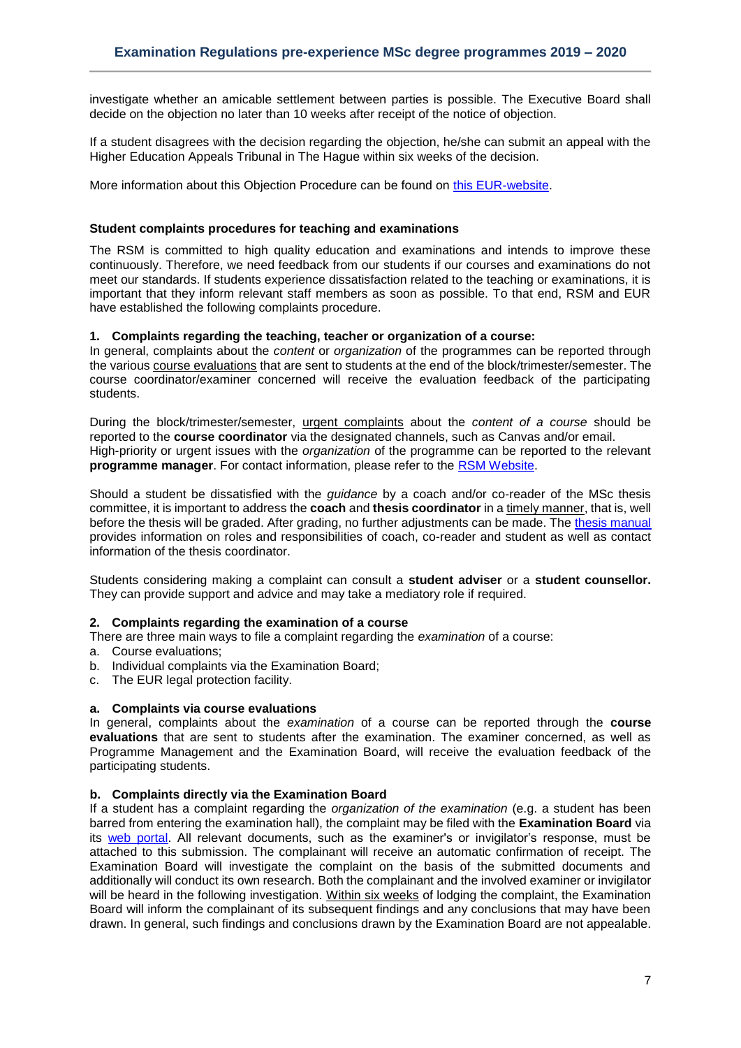investigate whether an amicable settlement between parties is possible. The Executive Board shall decide on the objection no later than 10 weeks after receipt of the notice of objection.

If a student disagrees with the decision regarding the objection, he/she can submit an appeal with the Higher Education Appeals Tribunal in The Hague within six weeks of the decision.

More information about this Objection Procedure can be found on this EUR-website.

**Student complaints procedures for teaching and examinations**

The RSM is committed to high quality education and examinations and intends to improve these continuously. Therefore, we need feedback from our students if our courses and examinations do not meet our standards. If students experience dissatisfaction related to the teaching or examinations, it is important that they inform relevant staff members as soon as possible. To that end, RSM and EUR have established the following complaints procedure.

**1. Complaints regarding the teaching, teacher or organization of a course:**

In general, complaints about the *content* or *organization* of the programmes can be reported through the various course evaluations that are sent to students at the end of the block/trimester/semester. The course coordinator/examiner concerned will receive the evaluation feedback of the participating students.

During the block/trimester/semester, urgent complaints about the *content of a course* should be reported to the **course coordinator** via the designated channels, such as Canvas and/or email.
High-priority or urgent issues with the *organization* of the programme can be reported to the relevant **programme manager**. For contact information, please refer to the RSM Website.

Should a student be dissatisfied with the *guidance* by a coach and/or co-reader of the MSc thesis committee, it is important to address the **coach** and **thesis coordinator** in a timely manner, that is, well before the thesis will be graded. After grading, no further adjustments can be made. The thesis manual provides information on roles and responsibilities of coach, co-reader and student as well as contact information of the thesis coordinator.

Students considering making a complaint can consult a **student adviser** or a **student counsellor.** They can provide support and advice and may take a mediatory role if required.

**2. Complaints regarding the examination of a course**

There are three main ways to file a complaint regarding the *examination* of a course:

a. Course evaluations;
b. Individual complaints via the Examination Board;
c. The EUR legal protection facility.

**a. Complaints via course evaluations**

In general, complaints about the *examination* of a course can be reported through the **course evaluations** that are sent to students after the examination. The examiner concerned, as well as Programme Management and the Examination Board, will receive the evaluation feedback of the participating students.

**b. Complaints directly via the Examination Board**

If a student has a complaint regarding the *organization of the examination* (e.g. a student has been barred from entering the examination hall), the complaint may be filed with the **Examination Board** via its web portal. All relevant documents, such as the examiner's or invigilator's response, must be attached to this submission. The complainant will receive an automatic confirmation of receipt. The Examination Board will investigate the complaint on the basis of the submitted documents and additionally will conduct its own research. Both the complainant and the involved examiner or invigilator will be heard in the following investigation. Within six weeks of lodging the complaint, the Examination Board will inform the complainant of its subsequent findings and any conclusions that may have been drawn. In general, such findings and conclusions drawn by the Examination Board are not appealable.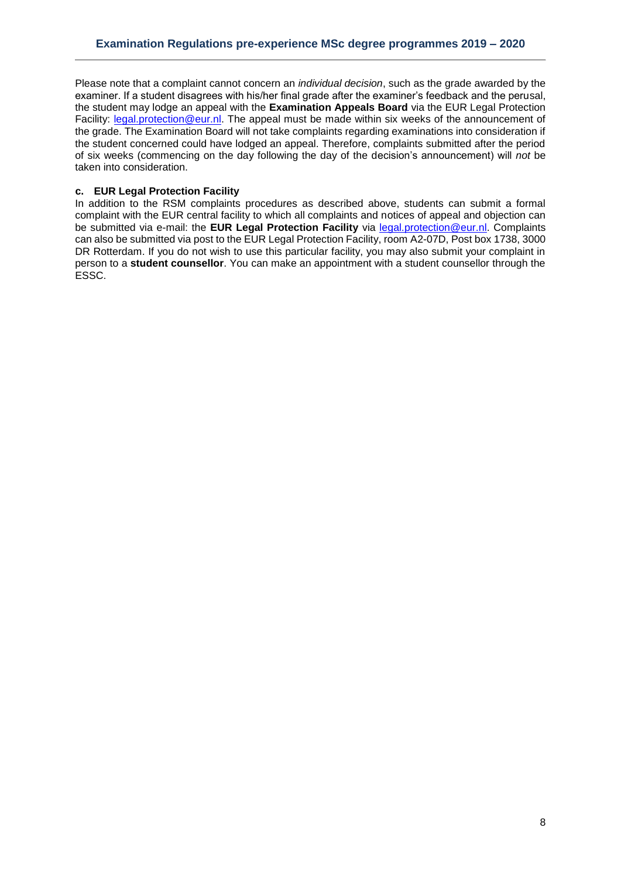Please note that a complaint cannot concern an *individual decision*, such as the grade awarded by the examiner. If a student disagrees with his/her final grade after the examiner's feedback and the perusal, the student may lodge an appeal with the **Examination Appeals Board** via the EUR Legal Protection Facility: legal.protection@eur.nl. The appeal must be made within six weeks of the announcement of the grade. The Examination Board will not take complaints regarding examinations into consideration if the student concerned could have lodged an appeal. Therefore, complaints submitted after the period of six weeks (commencing on the day following the day of the decision's announcement) will *not* be taken into consideration.

**c. EUR Legal Protection Facility**

In addition to the RSM complaints procedures as described above, students can submit a formal complaint with the EUR central facility to which all complaints and notices of appeal and objection can be submitted via e-mail: the **EUR Legal Protection Facility** via legal.protection@eur.nl. Complaints can also be submitted via post to the EUR Legal Protection Facility, room A2-07D, Post box 1738, 3000 DR Rotterdam. If you do not wish to use this particular facility, you may also submit your complaint in person to a **student counsellor**. You can make an appointment with a student counsellor through the ESSC.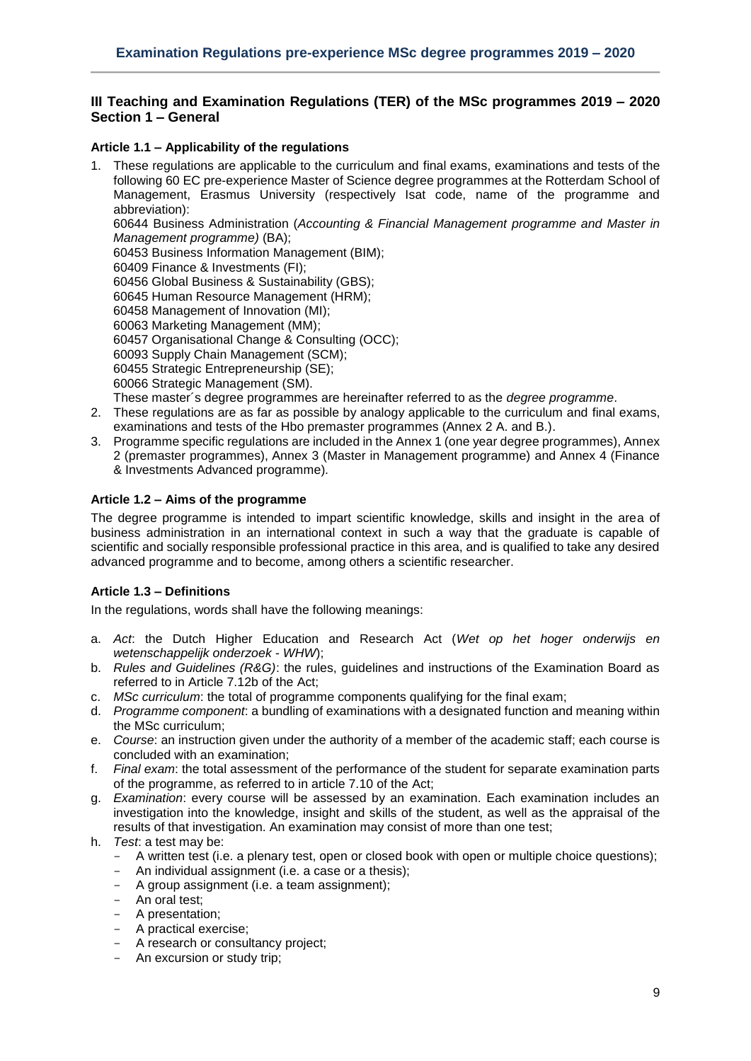## III Teaching and Examination Regulations (TER) of the MSc programmes 2019 – 2020 Section 1 – General

### Article 1.1 – Applicability of the regulations

1. These regulations are applicable to the curriculum and final exams, examinations and tests of the following 60 EC pre-experience Master of Science degree programmes at the Rotterdam School of Management, Erasmus University (respectively Isat code, name of the programme and abbreviation):
   60644 Business Administration (*Accounting & Financial Management programme and Master in Management programme)* (BA);
   60453 Business Information Management (BIM);
   60409 Finance & Investments (FI);
   60456 Global Business & Sustainability (GBS);
   60645 Human Resource Management (HRM);
   60458 Management of Innovation (MI);
   60063 Marketing Management (MM);
   60457 Organisational Change & Consulting (OCC);
   60093 Supply Chain Management (SCM);
   60455 Strategic Entrepreneurship (SE);
   60066 Strategic Management (SM).
   These master´s degree programmes are hereinafter referred to as the *degree programme*.
2. These regulations are as far as possible by analogy applicable to the curriculum and final exams, examinations and tests of the Hbo premaster programmes (Annex 2 A. and B.).
3. Programme specific regulations are included in the Annex 1 (one year degree programmes), Annex 2 (premaster programmes), Annex 3 (Master in Management programme) and Annex 4 (Finance & Investments Advanced programme).

### Article 1.2 – Aims of the programme

The degree programme is intended to impart scientific knowledge, skills and insight in the area of business administration in an international context in such a way that the graduate is capable of scientific and socially responsible professional practice in this area, and is qualified to take any desired advanced programme and to become, among others a scientific researcher.

### Article 1.3 – Definitions

In the regulations, words shall have the following meanings:

a. *Act*: the Dutch Higher Education and Research Act (*Wet op het hoger onderwijs en wetenschappelijk onderzoek - WHW*);
b. *Rules and Guidelines (R&G)*: the rules, guidelines and instructions of the Examination Board as referred to in Article 7.12b of the Act;
c. *MSc curriculum*: the total of programme components qualifying for the final exam;
d. *Programme component*: a bundling of examinations with a designated function and meaning within the MSc curriculum;
e. *Course*: an instruction given under the authority of a member of the academic staff; each course is concluded with an examination;
f. *Final exam*: the total assessment of the performance of the student for separate examination parts of the programme, as referred to in article 7.10 of the Act;
g. *Examination*: every course will be assessed by an examination. Each examination includes an investigation into the knowledge, insight and skills of the student, as well as the appraisal of the results of that investigation. An examination may consist of more than one test;
h. *Test*: a test may be:
   - A written test (i.e. a plenary test, open or closed book with open or multiple choice questions);
   - An individual assignment (i.e. a case or a thesis);
   - A group assignment (i.e. a team assignment);
   - An oral test;
   - A presentation;
   - A practical exercise;
   - A research or consultancy project;
   - An excursion or study trip;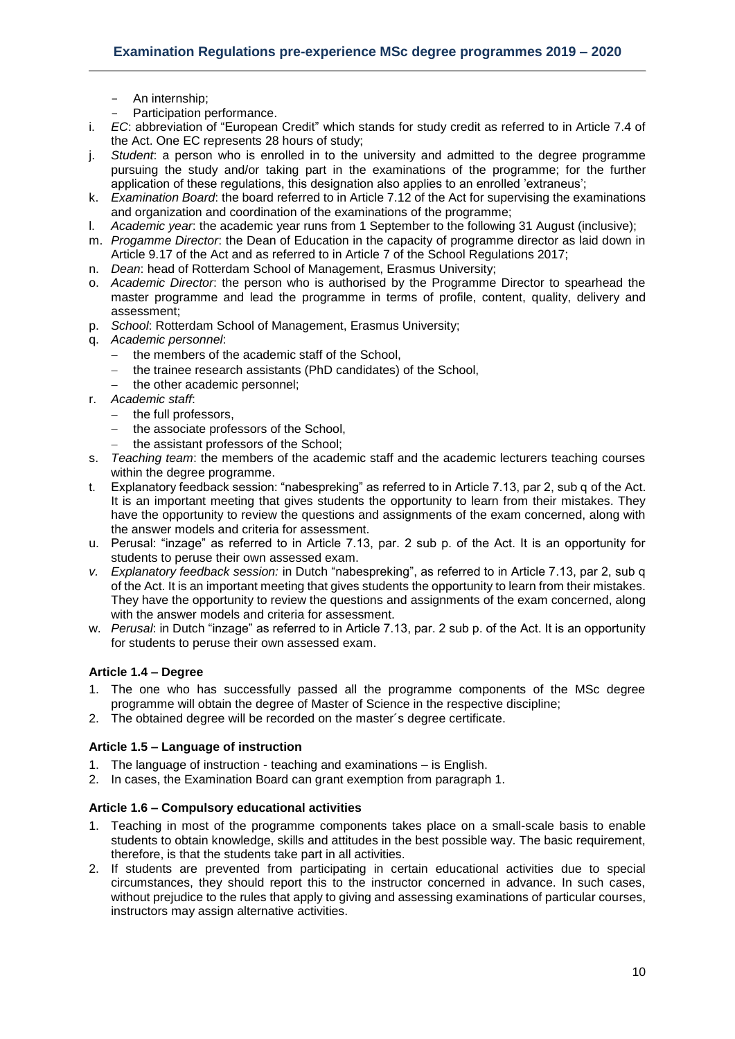- An internship;
- Participation performance.

i. *EC*: abbreviation of "European Credit" which stands for study credit as referred to in Article 7.4 of the Act. One EC represents 28 hours of study;
j. *Student*: a person who is enrolled in to the university and admitted to the degree programme pursuing the study and/or taking part in the examinations of the programme; for the further application of these regulations, this designation also applies to an enrolled 'extraneus';
k. *Examination Board*: the board referred to in Article 7.12 of the Act for supervising the examinations and organization and coordination of the examinations of the programme;
l. *Academic year*: the academic year runs from 1 September to the following 31 August (inclusive);
m. *Progamme Director*: the Dean of Education in the capacity of programme director as laid down in Article 9.17 of the Act and as referred to in Article 7 of the School Regulations 2017;
n. *Dean*: head of Rotterdam School of Management, Erasmus University;
o. *Academic Director*: the person who is authorised by the Programme Director to spearhead the master programme and lead the programme in terms of profile, content, quality, delivery and assessment;
p. *School*: Rotterdam School of Management, Erasmus University;
q. *Academic personnel*:
   - the members of the academic staff of the School,
   - the trainee research assistants (PhD candidates) of the School,
   - the other academic personnel;
r. *Academic staff*:
   - the full professors,
   - the associate professors of the School,
   - the assistant professors of the School;
s. *Teaching team*: the members of the academic staff and the academic lecturers teaching courses within the degree programme.
t. Explanatory feedback session: "nabespreking" as referred to in Article 7.13, par 2, sub q of the Act. It is an important meeting that gives students the opportunity to learn from their mistakes. They have the opportunity to review the questions and assignments of the exam concerned, along with the answer models and criteria for assessment.
u. Perusal: "inzage" as referred to in Article 7.13, par. 2 sub p. of the Act. It is an opportunity for students to peruse their own assessed exam.
v. *Explanatory feedback session:* in Dutch "nabespreking", as referred to in Article 7.13, par 2, sub q of the Act. It is an important meeting that gives students the opportunity to learn from their mistakes. They have the opportunity to review the questions and assignments of the exam concerned, along with the answer models and criteria for assessment.
w. *Perusal*: in Dutch "inzage" as referred to in Article 7.13, par. 2 sub p. of the Act. It is an opportunity for students to peruse their own assessed exam.

### Article 1.4 – Degree

1. The one who has successfully passed all the programme components of the MSc degree programme will obtain the degree of Master of Science in the respective discipline;
2. The obtained degree will be recorded on the master´s degree certificate.

### Article 1.5 – Language of instruction

1. The language of instruction - teaching and examinations – is English.
2. In cases, the Examination Board can grant exemption from paragraph 1.

### Article 1.6 – Compulsory educational activities

1. Teaching in most of the programme components takes place on a small-scale basis to enable students to obtain knowledge, skills and attitudes in the best possible way. The basic requirement, therefore, is that the students take part in all activities.
2. If students are prevented from participating in certain educational activities due to special circumstances, they should report this to the instructor concerned in advance. In such cases, without prejudice to the rules that apply to giving and assessing examinations of particular courses, instructors may assign alternative activities.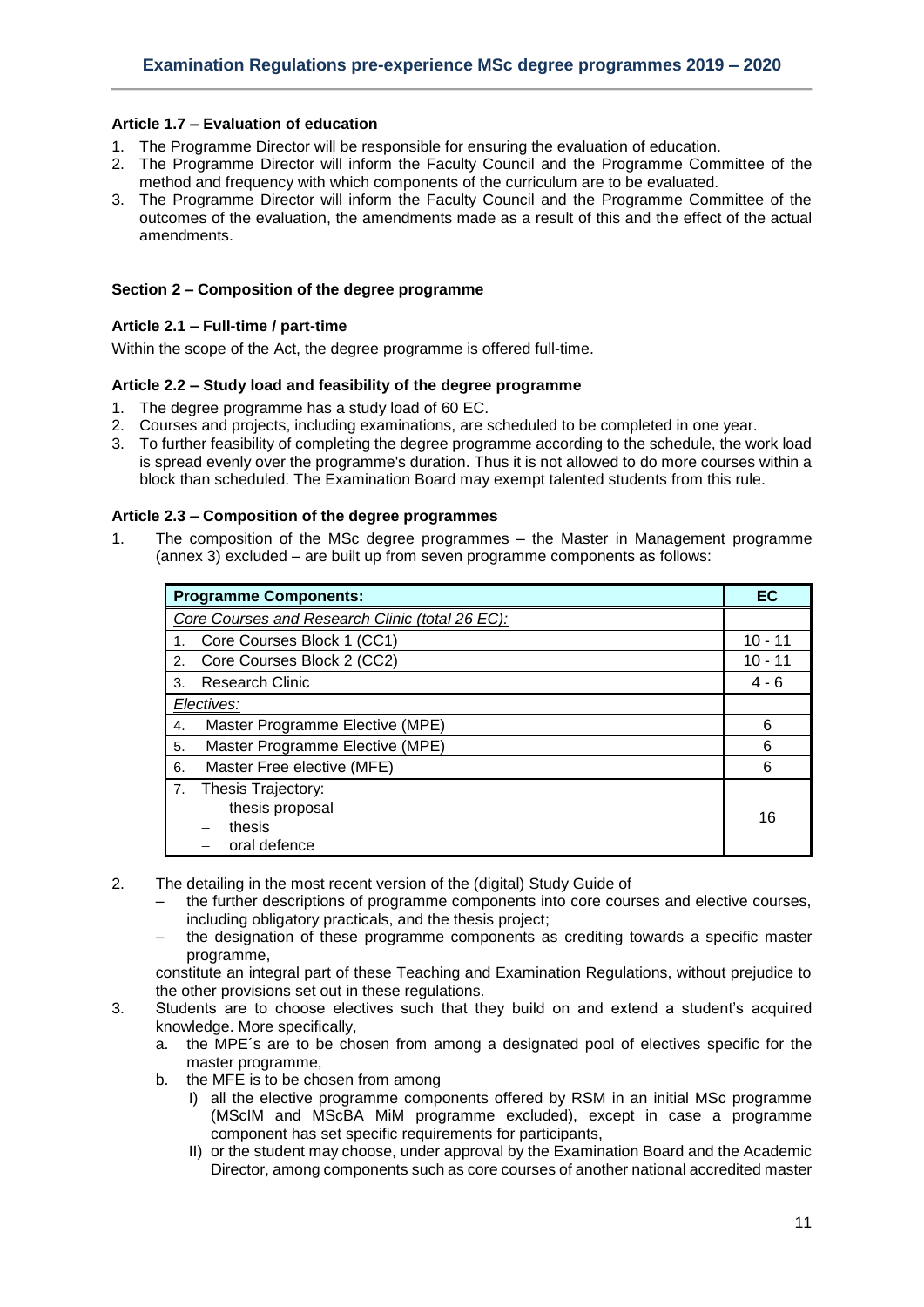### Article 1.7 – Evaluation of education

1. The Programme Director will be responsible for ensuring the evaluation of education.
2. The Programme Director will inform the Faculty Council and the Programme Committee of the method and frequency with which components of the curriculum are to be evaluated.
3. The Programme Director will inform the Faculty Council and the Programme Committee of the outcomes of the evaluation, the amendments made as a result of this and the effect of the actual amendments.

## Section 2 – Composition of the degree programme

### Article 2.1 – Full-time / part-time

Within the scope of the Act, the degree programme is offered full-time.

### Article 2.2 – Study load and feasibility of the degree programme

1. The degree programme has a study load of 60 EC.
2. Courses and projects, including examinations, are scheduled to be completed in one year.
3. To further feasibility of completing the degree programme according to the schedule, the work load is spread evenly over the programme's duration. Thus it is not allowed to do more courses within a block than scheduled. The Examination Board may exempt talented students from this rule.

### Article 2.3 – Composition of the degree programmes

1. The composition of the MSc degree programmes – the Master in Management programme (annex 3) excluded – are built up from seven programme components as follows:

| **Programme Components:** | **EC** |
|---|---|
| *Core Courses and Research Clinic (total 26 EC):* | |
| 1. Core Courses Block 1 (CC1) | 10 - 11 |
| 2. Core Courses Block 2 (CC2) | 10 - 11 |
| 3. Research Clinic | 4 - 6 |
| *Electives:* | |
| 4. Master Programme Elective (MPE) | 6 |
| 5. Master Programme Elective (MPE) | 6 |
| 6. Master Free elective (MFE) | 6 |
| 7. Thesis Trajectory: – thesis proposal – thesis – oral defence | 16 |

2. The detailing in the most recent version of the (digital) Study Guide of
   - the further descriptions of programme components into core courses and elective courses, including obligatory practicals, and the thesis project;
   - the designation of these programme components as crediting towards a specific master programme,

   constitute an integral part of these Teaching and Examination Regulations, without prejudice to the other provisions set out in these regulations.
3. Students are to choose electives such that they build on and extend a student's acquired knowledge. More specifically,
   a. the MPE´s are to be chosen from among a designated pool of electives specific for the master programme,
   b. the MFE is to be chosen from among
      I) all the elective programme components offered by RSM in an initial MSc programme (MScIM and MScBA MiM programme excluded), except in case a programme component has set specific requirements for participants,
      II) or the student may choose, under approval by the Examination Board and the Academic Director, among components such as core courses of another national accredited master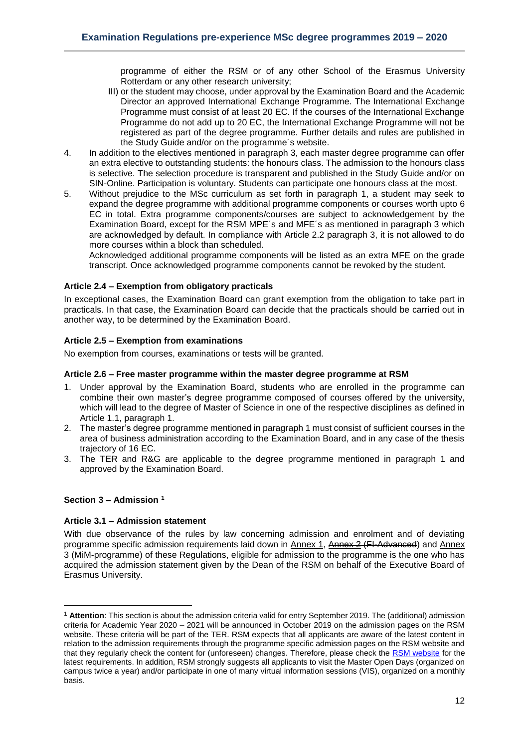programme of either the RSM or of any other School of the Erasmus University Rotterdam or any other research university;

III) or the student may choose, under approval by the Examination Board and the Academic Director an approved International Exchange Programme. The International Exchange Programme must consist of at least 20 EC. If the courses of the International Exchange Programme do not add up to 20 EC, the International Exchange Programme will not be registered as part of the degree programme. Further details and rules are published in the Study Guide and/or on the programme´s website.

4. In addition to the electives mentioned in paragraph 3, each master degree programme can offer an extra elective to outstanding students: the honours class. The admission to the honours class is selective. The selection procedure is transparent and published in the Study Guide and/or on SIN-Online. Participation is voluntary. Students can participate one honours class at the most.
5. Without prejudice to the MSc curriculum as set forth in paragraph 1, a student may seek to expand the degree programme with additional programme components or courses worth upto 6 EC in total. Extra programme components/courses are subject to acknowledgement by the Examination Board, except for the RSM MPE´s and MFE´s as mentioned in paragraph 3 which are acknowledged by default. In compliance with Article 2.2 paragraph 3, it is not allowed to do more courses within a block than scheduled.

   Acknowledged additional programme components will be listed as an extra MFE on the grade transcript. Once acknowledged programme components cannot be revoked by the student.

#### Article 2.4 – Exemption from obligatory practicals

In exceptional cases, the Examination Board can grant exemption from the obligation to take part in practicals. In that case, the Examination Board can decide that the practicals should be carried out in another way, to be determined by the Examination Board.

#### Article 2.5 – Exemption from examinations

No exemption from courses, examinations or tests will be granted.

#### Article 2.6 – Free master programme within the master degree programme at RSM

1. Under approval by the Examination Board, students who are enrolled in the programme can combine their own master's degree programme composed of courses offered by the university, which will lead to the degree of Master of Science in one of the respective disciplines as defined in Article 1.1, paragraph 1.
2. The master's degree programme mentioned in paragraph 1 must consist of sufficient courses in the area of business administration according to the Examination Board, and in any case of the thesis trajectory of 16 EC.
3. The TER and R&G are applicable to the degree programme mentioned in paragraph 1 and approved by the Examination Board.

### Section 3 – Admission [1]

#### Article 3.1 – Admission statement

With due observance of the rules by law concerning admission and enrolment and of deviating programme specific admission requirements laid down in Annex 1, ~~Annex 2 (FI-Advanced)~~ and Annex 3 (MiM-programme~~)~~ of these Regulations, eligible for admission to the programme is the one who has acquired the admission statement given by the Dean of the RSM on behalf of the Executive Board of Erasmus University.

---

[1] **Attention**: This section is about the admission criteria valid for entry September 2019. The (additional) admission criteria for Academic Year 2020 – 2021 will be announced in October 2019 on the admission pages on the RSM website. These criteria will be part of the TER. RSM expects that all applicants are aware of the latest content in relation to the admission requirements through the programme specific admission pages on the RSM website and that they regularly check the content for (unforeseen) changes. Therefore, please check the RSM website for the latest requirements. In addition, RSM strongly suggests all applicants to visit the Master Open Days (organized on campus twice a year) and/or participate in one of many virtual information sessions (VIS), organized on a monthly basis.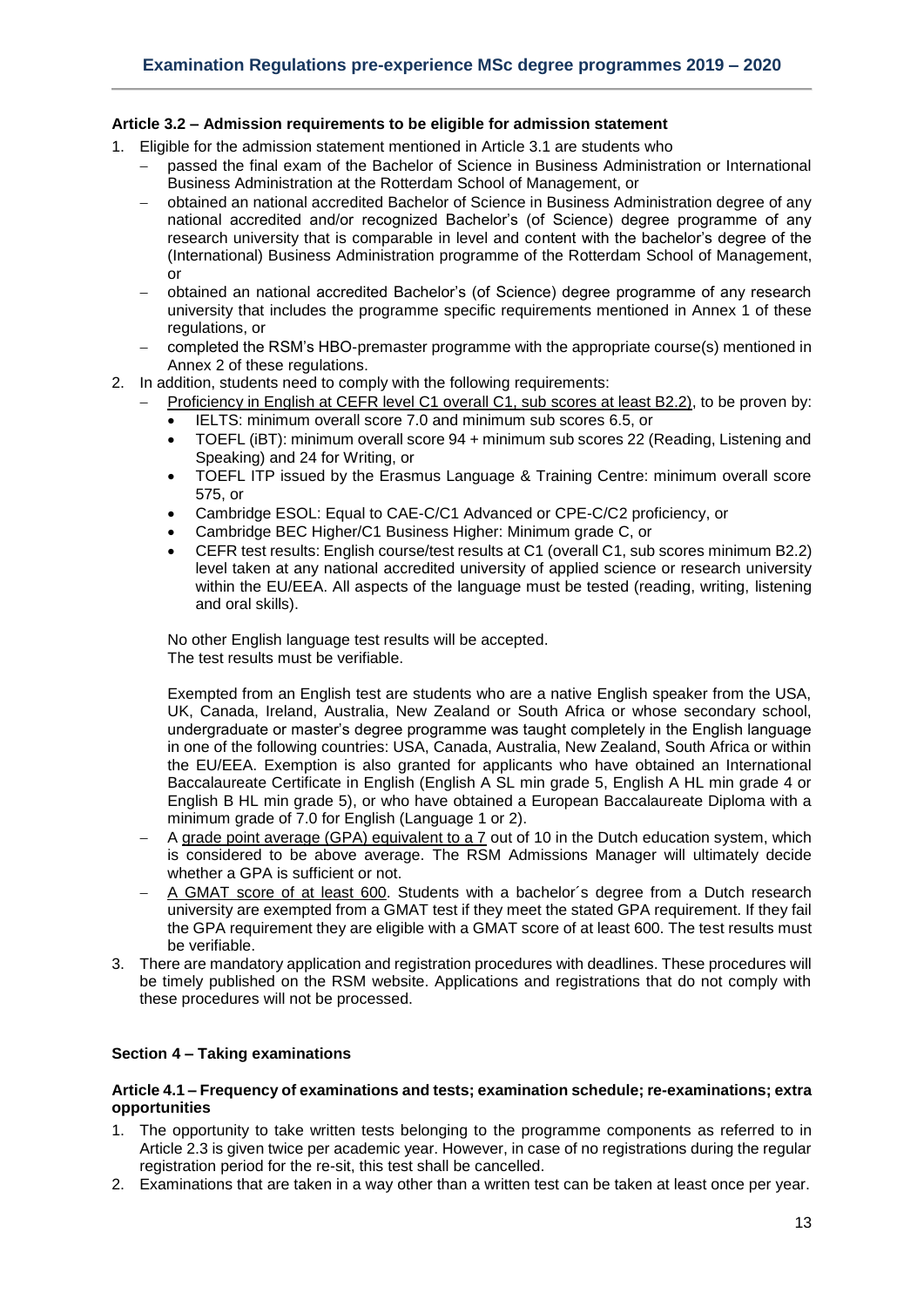#### Article 3.2 – Admission requirements to be eligible for admission statement

1. Eligible for the admission statement mentioned in Article 3.1 are students who
   - passed the final exam of the Bachelor of Science in Business Administration or International Business Administration at the Rotterdam School of Management, or
   - obtained an national accredited Bachelor of Science in Business Administration degree of any national accredited and/or recognized Bachelor's (of Science) degree programme of any research university that is comparable in level and content with the bachelor's degree of the (International) Business Administration programme of the Rotterdam School of Management, or
   - obtained an national accredited Bachelor's (of Science) degree programme of any research university that includes the programme specific requirements mentioned in Annex 1 of these regulations, or
   - completed the RSM's HBO-premaster programme with the appropriate course(s) mentioned in Annex 2 of these regulations.
2. In addition, students need to comply with the following requirements:
   - Proficiency in English at CEFR level C1 overall C1, sub scores at least B2.2), to be proven by:
     - IELTS: minimum overall score 7.0 and minimum sub scores 6.5, or
     - TOEFL (iBT): minimum overall score 94 + minimum sub scores 22 (Reading, Listening and Speaking) and 24 for Writing, or
     - TOEFL ITP issued by the Erasmus Language & Training Centre: minimum overall score 575, or
     - Cambridge ESOL: Equal to CAE-C/C1 Advanced or CPE-C/C2 proficiency, or
     - Cambridge BEC Higher/C1 Business Higher: Minimum grade C, or
     - CEFR test results: English course/test results at C1 (overall C1, sub scores minimum B2.2) level taken at any national accredited university of applied science or research university within the EU/EEA. All aspects of the language must be tested (reading, writing, listening and oral skills).

     No other English language test results will be accepted.
     The test results must be verifiable.

     Exempted from an English test are students who are a native English speaker from the USA, UK, Canada, Ireland, Australia, New Zealand or South Africa or whose secondary school, undergraduate or master's degree programme was taught completely in the English language in one of the following countries: USA, Canada, Australia, New Zealand, South Africa or within the EU/EEA. Exemption is also granted for applicants who have obtained an International Baccalaureate Certificate in English (English A SL min grade 5, English A HL min grade 4 or English B HL min grade 5), or who have obtained a European Baccalaureate Diploma with a minimum grade of 7.0 for English (Language 1 or 2).
   - A grade point average (GPA) equivalent to a 7 out of 10 in the Dutch education system, which is considered to be above average. The RSM Admissions Manager will ultimately decide whether a GPA is sufficient or not.
   - A GMAT score of at least 600. Students with a bachelor´s degree from a Dutch research university are exempted from a GMAT test if they meet the stated GPA requirement. If they fail the GPA requirement they are eligible with a GMAT score of at least 600. The test results must be verifiable.
3. There are mandatory application and registration procedures with deadlines. These procedures will be timely published on the RSM website. Applications and registrations that do not comply with these procedures will not be processed.

### Section 4 – Taking examinations

#### Article 4.1 – Frequency of examinations and tests; examination schedule; re-examinations; extra opportunities

1. The opportunity to take written tests belonging to the programme components as referred to in Article 2.3 is given twice per academic year. However, in case of no registrations during the regular registration period for the re-sit, this test shall be cancelled.
2. Examinations that are taken in a way other than a written test can be taken at least once per year.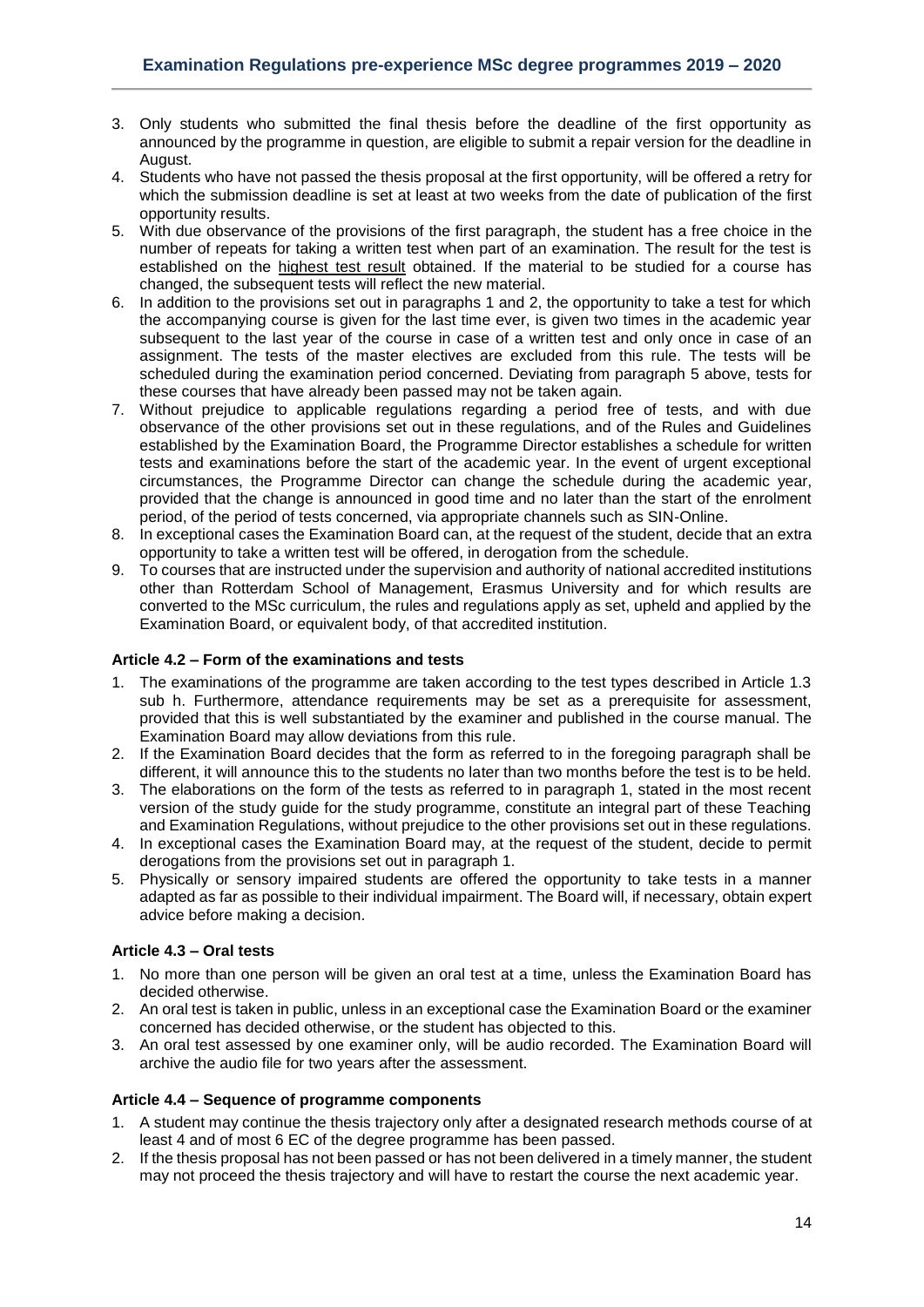3. Only students who submitted the final thesis before the deadline of the first opportunity as announced by the programme in question, are eligible to submit a repair version for the deadline in August.
4. Students who have not passed the thesis proposal at the first opportunity, will be offered a retry for which the submission deadline is set at least at two weeks from the date of publication of the first opportunity results.
5. With due observance of the provisions of the first paragraph, the student has a free choice in the number of repeats for taking a written test when part of an examination. The result for the test is established on the highest test result obtained. If the material to be studied for a course has changed, the subsequent tests will reflect the new material.
6. In addition to the provisions set out in paragraphs 1 and 2, the opportunity to take a test for which the accompanying course is given for the last time ever, is given two times in the academic year subsequent to the last year of the course in case of a written test and only once in case of an assignment. The tests of the master electives are excluded from this rule. The tests will be scheduled during the examination period concerned. Deviating from paragraph 5 above, tests for these courses that have already been passed may not be taken again.
7. Without prejudice to applicable regulations regarding a period free of tests, and with due observance of the other provisions set out in these regulations, and of the Rules and Guidelines established by the Examination Board, the Programme Director establishes a schedule for written tests and examinations before the start of the academic year. In the event of urgent exceptional circumstances, the Programme Director can change the schedule during the academic year, provided that the change is announced in good time and no later than the start of the enrolment period, of the period of tests concerned, via appropriate channels such as SIN-Online.
8. In exceptional cases the Examination Board can, at the request of the student, decide that an extra opportunity to take a written test will be offered, in derogation from the schedule.
9. To courses that are instructed under the supervision and authority of national accredited institutions other than Rotterdam School of Management, Erasmus University and for which results are converted to the MSc curriculum, the rules and regulations apply as set, upheld and applied by the Examination Board, or equivalent body, of that accredited institution.

### Article 4.2 – Form of the examinations and tests

1. The examinations of the programme are taken according to the test types described in Article 1.3 sub h. Furthermore, attendance requirements may be set as a prerequisite for assessment, provided that this is well substantiated by the examiner and published in the course manual. The Examination Board may allow deviations from this rule.
2. If the Examination Board decides that the form as referred to in the foregoing paragraph shall be different, it will announce this to the students no later than two months before the test is to be held.
3. The elaborations on the form of the tests as referred to in paragraph 1, stated in the most recent version of the study guide for the study programme, constitute an integral part of these Teaching and Examination Regulations, without prejudice to the other provisions set out in these regulations.
4. In exceptional cases the Examination Board may, at the request of the student, decide to permit derogations from the provisions set out in paragraph 1.
5. Physically or sensory impaired students are offered the opportunity to take tests in a manner adapted as far as possible to their individual impairment. The Board will, if necessary, obtain expert advice before making a decision.

### Article 4.3 – Oral tests

1. No more than one person will be given an oral test at a time, unless the Examination Board has decided otherwise.
2. An oral test is taken in public, unless in an exceptional case the Examination Board or the examiner concerned has decided otherwise, or the student has objected to this.
3. An oral test assessed by one examiner only, will be audio recorded. The Examination Board will archive the audio file for two years after the assessment.

### Article 4.4 – Sequence of programme components

1. A student may continue the thesis trajectory only after a designated research methods course of at least 4 and of most 6 EC of the degree programme has been passed.
2. If the thesis proposal has not been passed or has not been delivered in a timely manner, the student may not proceed the thesis trajectory and will have to restart the course the next academic year.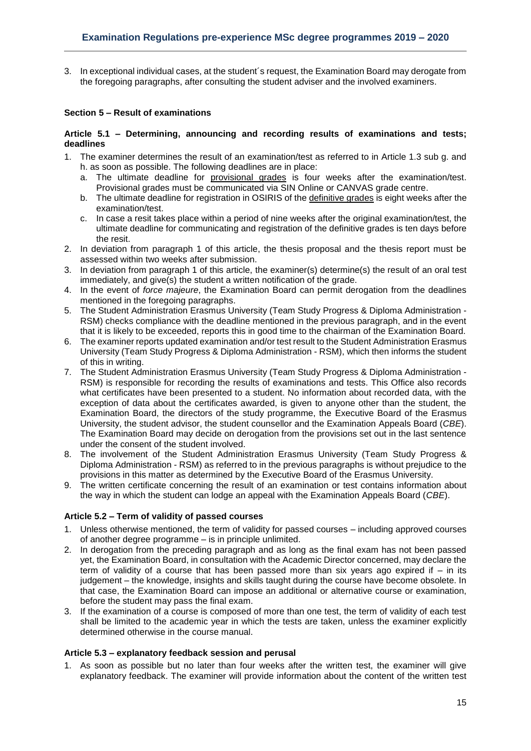3. In exceptional individual cases, at the student´s request, the Examination Board may derogate from the foregoing paragraphs, after consulting the student adviser and the involved examiners.

## Section 5 – Result of examinations

### Article 5.1 – Determining, announcing and recording results of examinations and tests; deadlines

1. The examiner determines the result of an examination/test as referred to in Article 1.3 sub g. and h. as soon as possible. The following deadlines are in place:
   a. The ultimate deadline for provisional grades is four weeks after the examination/test. Provisional grades must be communicated via SIN Online or CANVAS grade centre.
   b. The ultimate deadline for registration in OSIRIS of the definitive grades is eight weeks after the examination/test.
   c. In case a resit takes place within a period of nine weeks after the original examination/test, the ultimate deadline for communicating and registration of the definitive grades is ten days before the resit.
2. In deviation from paragraph 1 of this article, the thesis proposal and the thesis report must be assessed within two weeks after submission.
3. In deviation from paragraph 1 of this article, the examiner(s) determine(s) the result of an oral test immediately, and give(s) the student a written notification of the grade.
4. In the event of *force majeure*, the Examination Board can permit derogation from the deadlines mentioned in the foregoing paragraphs.
5. The Student Administration Erasmus University (Team Study Progress & Diploma Administration - RSM) checks compliance with the deadline mentioned in the previous paragraph, and in the event that it is likely to be exceeded, reports this in good time to the chairman of the Examination Board.
6. The examiner reports updated examination and/or test result to the Student Administration Erasmus University (Team Study Progress & Diploma Administration - RSM), which then informs the student of this in writing.
7. The Student Administration Erasmus University (Team Study Progress & Diploma Administration - RSM) is responsible for recording the results of examinations and tests. This Office also records what certificates have been presented to a student. No information about recorded data, with the exception of data about the certificates awarded, is given to anyone other than the student, the Examination Board, the directors of the study programme, the Executive Board of the Erasmus University, the student advisor, the student counsellor and the Examination Appeals Board (*CBE*). The Examination Board may decide on derogation from the provisions set out in the last sentence under the consent of the student involved.
8. The involvement of the Student Administration Erasmus University (Team Study Progress & Diploma Administration - RSM) as referred to in the previous paragraphs is without prejudice to the provisions in this matter as determined by the Executive Board of the Erasmus University.
9. The written certificate concerning the result of an examination or test contains information about the way in which the student can lodge an appeal with the Examination Appeals Board (*CBE*).

### Article 5.2 – Term of validity of passed courses

1. Unless otherwise mentioned, the term of validity for passed courses – including approved courses of another degree programme – is in principle unlimited.
2. In derogation from the preceding paragraph and as long as the final exam has not been passed yet, the Examination Board, in consultation with the Academic Director concerned, may declare the term of validity of a course that has been passed more than six years ago expired if – in its judgement – the knowledge, insights and skills taught during the course have become obsolete. In that case, the Examination Board can impose an additional or alternative course or examination, before the student may pass the final exam.
3. If the examination of a course is composed of more than one test, the term of validity of each test shall be limited to the academic year in which the tests are taken, unless the examiner explicitly determined otherwise in the course manual.

### Article 5.3 – explanatory feedback session and perusal

1. As soon as possible but no later than four weeks after the written test, the examiner will give explanatory feedback. The examiner will provide information about the content of the written test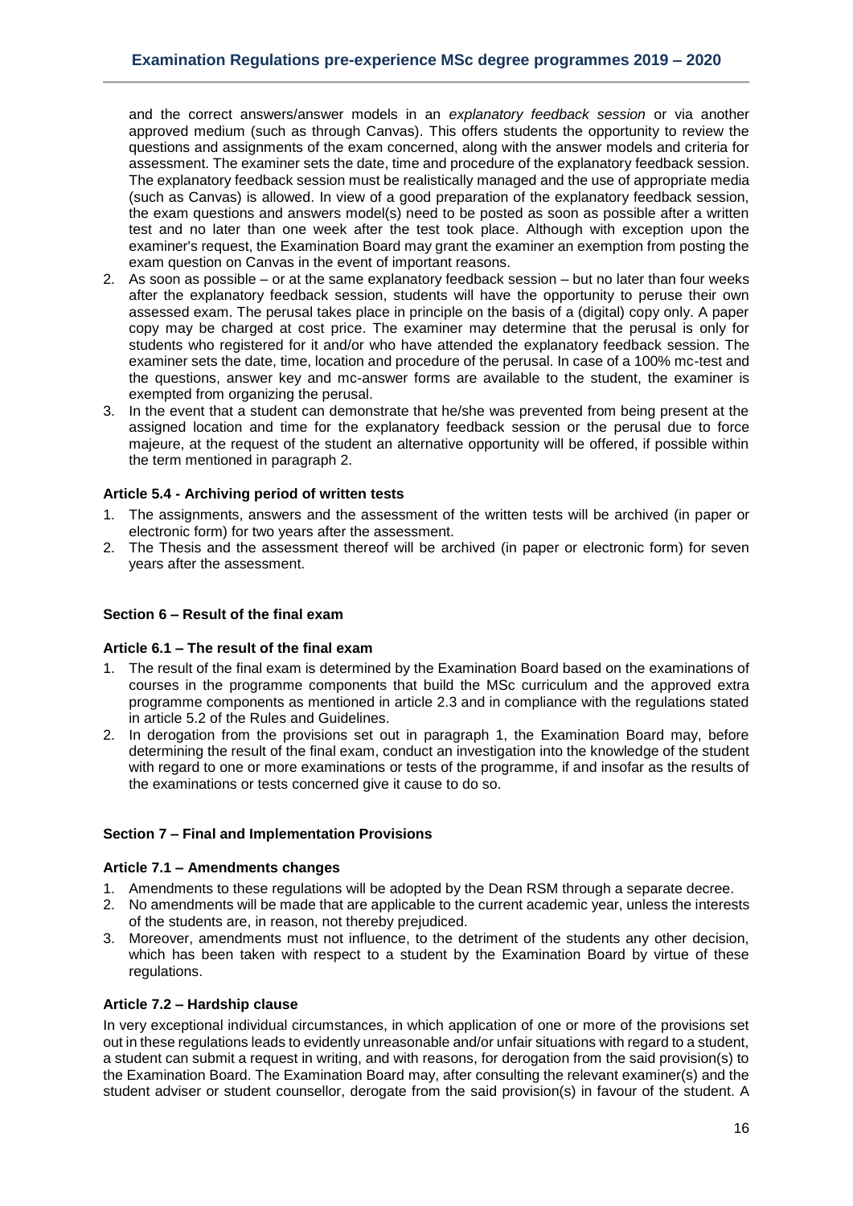and the correct answers/answer models in an *explanatory feedback session* or via another approved medium (such as through Canvas). This offers students the opportunity to review the questions and assignments of the exam concerned, along with the answer models and criteria for assessment. The examiner sets the date, time and procedure of the explanatory feedback session. The explanatory feedback session must be realistically managed and the use of appropriate media (such as Canvas) is allowed. In view of a good preparation of the explanatory feedback session, the exam questions and answers model(s) need to be posted as soon as possible after a written test and no later than one week after the test took place. Although with exception upon the examiner's request, the Examination Board may grant the examiner an exemption from posting the exam question on Canvas in the event of important reasons.

2. As soon as possible – or at the same explanatory feedback session – but no later than four weeks after the explanatory feedback session, students will have the opportunity to peruse their own assessed exam. The perusal takes place in principle on the basis of a (digital) copy only. A paper copy may be charged at cost price. The examiner may determine that the perusal is only for students who registered for it and/or who have attended the explanatory feedback session. The examiner sets the date, time, location and procedure of the perusal. In case of a 100% mc-test and the questions, answer key and mc-answer forms are available to the student, the examiner is exempted from organizing the perusal.
3. In the event that a student can demonstrate that he/she was prevented from being present at the assigned location and time for the explanatory feedback session or the perusal due to force majeure, at the request of the student an alternative opportunity will be offered, if possible within the term mentioned in paragraph 2.

#### Article 5.4 - Archiving period of written tests

1. The assignments, answers and the assessment of the written tests will be archived (in paper or electronic form) for two years after the assessment.
2. The Thesis and the assessment thereof will be archived (in paper or electronic form) for seven years after the assessment.

### Section 6 – Result of the final exam

#### Article 6.1 – The result of the final exam

1. The result of the final exam is determined by the Examination Board based on the examinations of courses in the programme components that build the MSc curriculum and the approved extra programme components as mentioned in article 2.3 and in compliance with the regulations stated in article 5.2 of the Rules and Guidelines.
2. In derogation from the provisions set out in paragraph 1, the Examination Board may, before determining the result of the final exam, conduct an investigation into the knowledge of the student with regard to one or more examinations or tests of the programme, if and insofar as the results of the examinations or tests concerned give it cause to do so.

### Section 7 – Final and Implementation Provisions

#### Article 7.1 – Amendments changes

1. Amendments to these regulations will be adopted by the Dean RSM through a separate decree.
2. No amendments will be made that are applicable to the current academic year, unless the interests of the students are, in reason, not thereby prejudiced.
3. Moreover, amendments must not influence, to the detriment of the students any other decision, which has been taken with respect to a student by the Examination Board by virtue of these regulations.

#### Article 7.2 – Hardship clause

In very exceptional individual circumstances, in which application of one or more of the provisions set out in these regulations leads to evidently unreasonable and/or unfair situations with regard to a student, a student can submit a request in writing, and with reasons, for derogation from the said provision(s) to the Examination Board. The Examination Board may, after consulting the relevant examiner(s) and the student adviser or student counsellor, derogate from the said provision(s) in favour of the student. A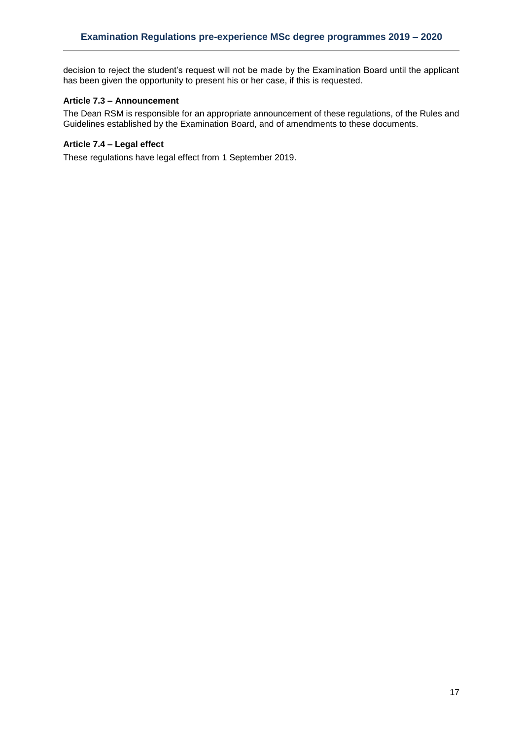decision to reject the student's request will not be made by the Examination Board until the applicant has been given the opportunity to present his or her case, if this is requested.

### Article 7.3 – Announcement

The Dean RSM is responsible for an appropriate announcement of these regulations, of the Rules and Guidelines established by the Examination Board, and of amendments to these documents.

### Article 7.4 – Legal effect

These regulations have legal effect from 1 September 2019.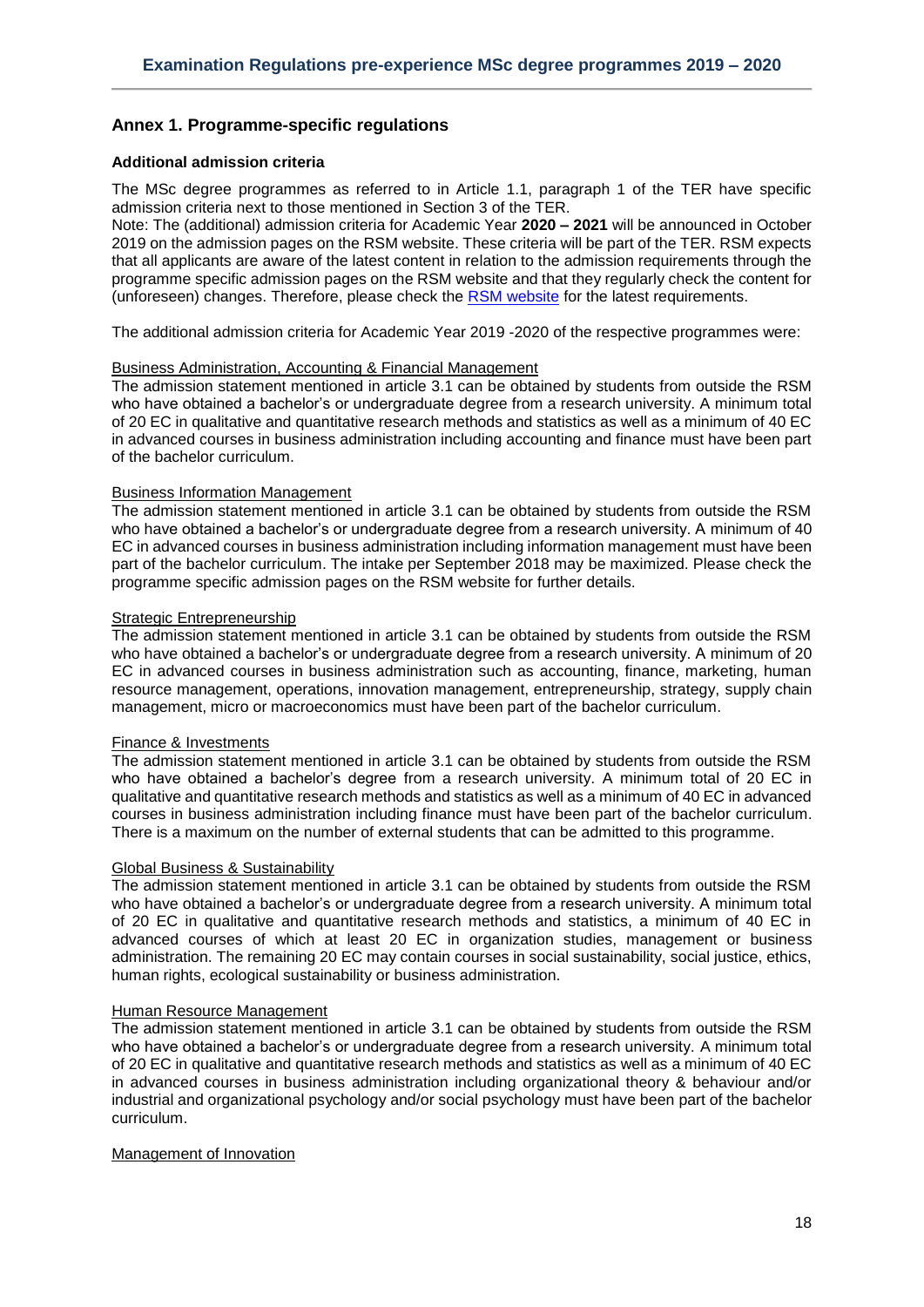## Annex 1. Programme-specific regulations

### Additional admission criteria

The MSc degree programmes as referred to in Article 1.1, paragraph 1 of the TER have specific admission criteria next to those mentioned in Section 3 of the TER.

Note: The (additional) admission criteria for Academic Year **2020 – 2021** will be announced in October 2019 on the admission pages on the RSM website. These criteria will be part of the TER. RSM expects that all applicants are aware of the latest content in relation to the admission requirements through the programme specific admission pages on the RSM website and that they regularly check the content for (unforeseen) changes. Therefore, please check the [RSM website](RSM website) for the latest requirements.

The additional admission criteria for Academic Year 2019 -2020 of the respective programmes were:

<u>Business Administration, Accounting & Financial Management</u>

The admission statement mentioned in article 3.1 can be obtained by students from outside the RSM who have obtained a bachelor's or undergraduate degree from a research university. A minimum total of 20 EC in qualitative and quantitative research methods and statistics as well as a minimum of 40 EC in advanced courses in business administration including accounting and finance must have been part of the bachelor curriculum.

<u>Business Information Management</u>

The admission statement mentioned in article 3.1 can be obtained by students from outside the RSM who have obtained a bachelor's or undergraduate degree from a research university. A minimum of 40 EC in advanced courses in business administration including information management must have been part of the bachelor curriculum. The intake per September 2018 may be maximized. Please check the programme specific admission pages on the RSM website for further details.

<u>Strategic Entrepreneurship</u>

The admission statement mentioned in article 3.1 can be obtained by students from outside the RSM who have obtained a bachelor's or undergraduate degree from a research university. A minimum of 20 EC in advanced courses in business administration such as accounting, finance, marketing, human resource management, operations, innovation management, entrepreneurship, strategy, supply chain management, micro or macroeconomics must have been part of the bachelor curriculum.

<u>Finance & Investments</u>

The admission statement mentioned in article 3.1 can be obtained by students from outside the RSM who have obtained a bachelor's degree from a research university. A minimum total of 20 EC in qualitative and quantitative research methods and statistics as well as a minimum of 40 EC in advanced courses in business administration including finance must have been part of the bachelor curriculum. There is a maximum on the number of external students that can be admitted to this programme.

<u>Global Business & Sustainability</u>

The admission statement mentioned in article 3.1 can be obtained by students from outside the RSM who have obtained a bachelor's or undergraduate degree from a research university. A minimum total of 20 EC in qualitative and quantitative research methods and statistics, a minimum of 40 EC in advanced courses of which at least 20 EC in organization studies, management or business administration. The remaining 20 EC may contain courses in social sustainability, social justice, ethics, human rights, ecological sustainability or business administration.

<u>Human Resource Management</u>

The admission statement mentioned in article 3.1 can be obtained by students from outside the RSM who have obtained a bachelor's or undergraduate degree from a research university. A minimum total of 20 EC in qualitative and quantitative research methods and statistics as well as a minimum of 40 EC in advanced courses in business administration including organizational theory & behaviour and/or industrial and organizational psychology and/or social psychology must have been part of the bachelor curriculum.

<u>Management of Innovation</u>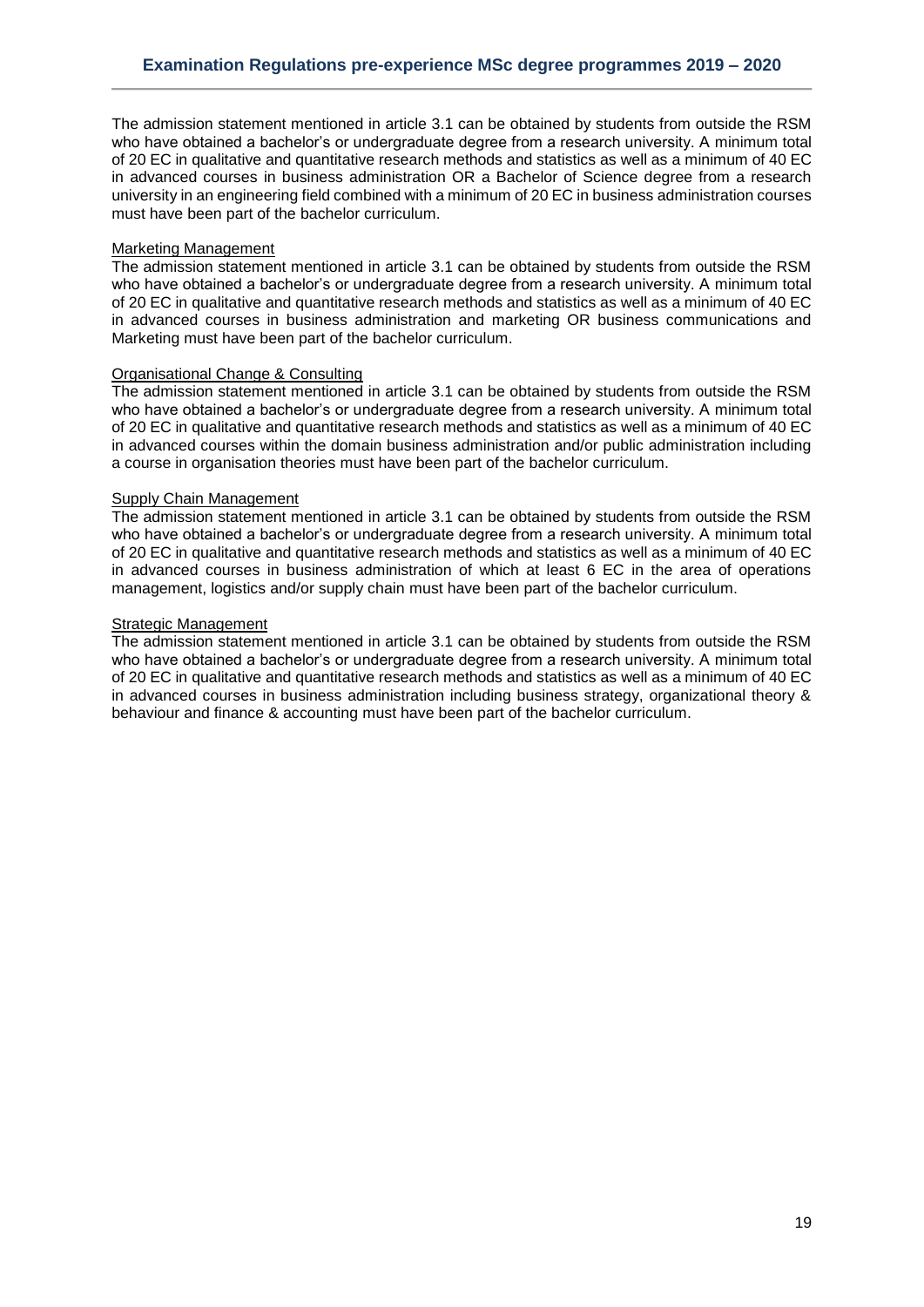The admission statement mentioned in article 3.1 can be obtained by students from outside the RSM who have obtained a bachelor's or undergraduate degree from a research university. A minimum total of 20 EC in qualitative and quantitative research methods and statistics as well as a minimum of 40 EC in advanced courses in business administration OR a Bachelor of Science degree from a research university in an engineering field combined with a minimum of 20 EC in business administration courses must have been part of the bachelor curriculum.

Marketing Management

The admission statement mentioned in article 3.1 can be obtained by students from outside the RSM who have obtained a bachelor's or undergraduate degree from a research university. A minimum total of 20 EC in qualitative and quantitative research methods and statistics as well as a minimum of 40 EC in advanced courses in business administration and marketing OR business communications and Marketing must have been part of the bachelor curriculum.

Organisational Change & Consulting

The admission statement mentioned in article 3.1 can be obtained by students from outside the RSM who have obtained a bachelor's or undergraduate degree from a research university. A minimum total of 20 EC in qualitative and quantitative research methods and statistics as well as a minimum of 40 EC in advanced courses within the domain business administration and/or public administration including a course in organisation theories must have been part of the bachelor curriculum.

Supply Chain Management

The admission statement mentioned in article 3.1 can be obtained by students from outside the RSM who have obtained a bachelor's or undergraduate degree from a research university. A minimum total of 20 EC in qualitative and quantitative research methods and statistics as well as a minimum of 40 EC in advanced courses in business administration of which at least 6 EC in the area of operations management, logistics and/or supply chain must have been part of the bachelor curriculum.

Strategic Management

The admission statement mentioned in article 3.1 can be obtained by students from outside the RSM who have obtained a bachelor's or undergraduate degree from a research university. A minimum total of 20 EC in qualitative and quantitative research methods and statistics as well as a minimum of 40 EC in advanced courses in business administration including business strategy, organizational theory & behaviour and finance & accounting must have been part of the bachelor curriculum.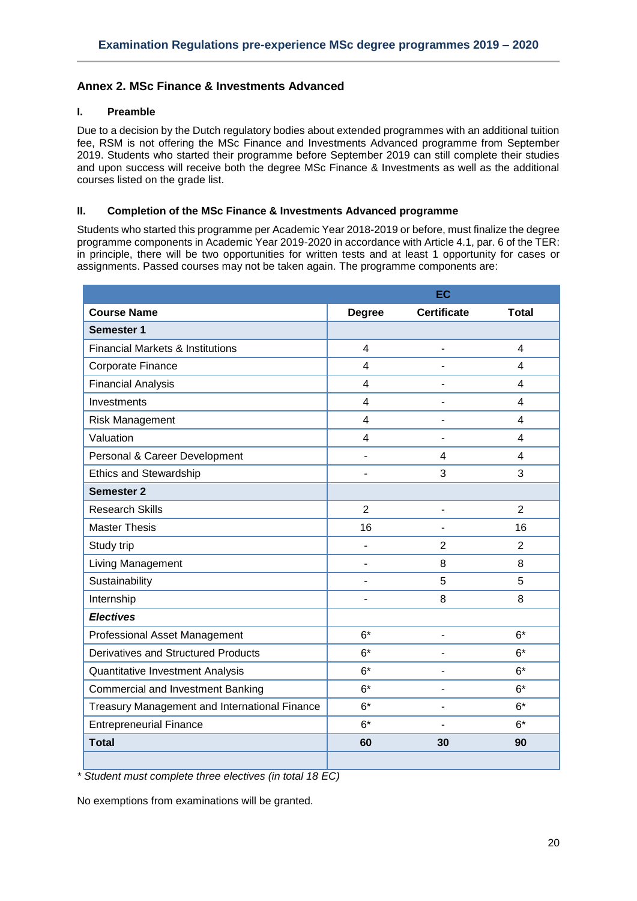## Annex 2. MSc Finance & Investments Advanced

### I. Preamble

Due to a decision by the Dutch regulatory bodies about extended programmes with an additional tuition fee, RSM is not offering the MSc Finance and Investments Advanced programme from September 2019. Students who started their programme before September 2019 can still complete their studies and upon success will receive both the degree MSc Finance & Investments as well as the additional courses listed on the grade list.

### II. Completion of the MSc Finance & Investments Advanced programme

Students who started this programme per Academic Year 2018-2019 or before, must finalize the degree programme components in Academic Year 2019-2020 in accordance with Article 4.1, par. 6 of the TER: in principle, there will be two opportunities for written tests and at least 1 opportunity for cases or assignments. Passed courses may not be taken again. The programme components are:

| | EC | | |
|---|---|---|---|
| **Course Name** | **Degree** | **Certificate** | **Total** |
| **Semester 1** | | | |
| Financial Markets & Institutions | 4 | - | 4 |
| Corporate Finance | 4 | - | 4 |
| Financial Analysis | 4 | - | 4 |
| Investments | 4 | - | 4 |
| Risk Management | 4 | - | 4 |
| Valuation | 4 | - | 4 |
| Personal & Career Development | - | 4 | 4 |
| Ethics and Stewardship | - | 3 | 3 |
| **Semester 2** | | | |
| Research Skills | 2 | - | 2 |
| Master Thesis | 16 | - | 16 |
| Study trip | - | 2 | 2 |
| Living Management | - | 8 | 8 |
| Sustainability | - | 5 | 5 |
| Internship | - | 8 | 8 |
| ***Electives*** | | | |
| Professional Asset Management | 6* | - | 6* |
| Derivatives and Structured Products | 6* | - | 6* |
| Quantitative Investment Analysis | 6* | - | 6* |
| Commercial and Investment Banking | 6* | - | 6* |
| Treasury Management and International Finance | 6* | - | 6* |
| Entrepreneurial Finance | 6* | - | 6* |
| **Total** | **60** | **30** | **90** |

*\* Student must complete three electives (in total 18 EC)*

No exemptions from examinations will be granted.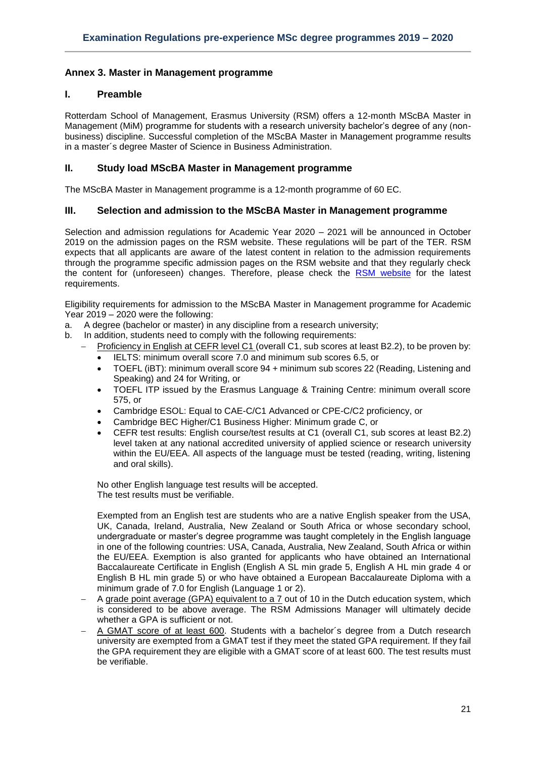## Annex 3. Master in Management programme

### I. Preamble

Rotterdam School of Management, Erasmus University (RSM) offers a 12-month MScBA Master in Management (MiM) programme for students with a research university bachelor's degree of any (non-business) discipline. Successful completion of the MScBA Master in Management programme results in a master´s degree Master of Science in Business Administration.

### II. Study load MScBA Master in Management programme

The MScBA Master in Management programme is a 12-month programme of 60 EC.

### III. Selection and admission to the MScBA Master in Management programme

Selection and admission regulations for Academic Year 2020 – 2021 will be announced in October 2019 on the admission pages on the RSM website. These regulations will be part of the TER. RSM expects that all applicants are aware of the latest content in relation to the admission requirements through the programme specific admission pages on the RSM website and that they regularly check the content for (unforeseen) changes. Therefore, please check the RSM website for the latest requirements.

Eligibility requirements for admission to the MScBA Master in Management programme for Academic Year 2019 – 2020 were the following:

a. A degree (bachelor or master) in any discipline from a research university;
b. In addition, students need to comply with the following requirements:
   - Proficiency in English at CEFR level C1 (overall C1, sub scores at least B2.2), to be proven by:
     - IELTS: minimum overall score 7.0 and minimum sub scores 6.5, or
     - TOEFL (iBT): minimum overall score 94 + minimum sub scores 22 (Reading, Listening and Speaking) and 24 for Writing, or
     - TOEFL ITP issued by the Erasmus Language & Training Centre: minimum overall score 575, or
     - Cambridge ESOL: Equal to CAE-C/C1 Advanced or CPE-C/C2 proficiency, or
     - Cambridge BEC Higher/C1 Business Higher: Minimum grade C, or
     - CEFR test results: English course/test results at C1 (overall C1, sub scores at least B2.2) level taken at any national accredited university of applied science or research university within the EU/EEA. All aspects of the language must be tested (reading, writing, listening and oral skills).

     No other English language test results will be accepted.
     The test results must be verifiable.

     Exempted from an English test are students who are a native English speaker from the USA, UK, Canada, Ireland, Australia, New Zealand or South Africa or whose secondary school, undergraduate or master's degree programme was taught completely in the English language in one of the following countries: USA, Canada, Australia, New Zealand, South Africa or within the EU/EEA. Exemption is also granted for applicants who have obtained an International Baccalaureate Certificate in English (English A SL min grade 5, English A HL min grade 4 or English B HL min grade 5) or who have obtained a European Baccalaureate Diploma with a minimum grade of 7.0 for English (Language 1 or 2).
   - A grade point average (GPA) equivalent to a 7 out of 10 in the Dutch education system, which is considered to be above average. The RSM Admissions Manager will ultimately decide whether a GPA is sufficient or not.
   - A GMAT score of at least 600. Students with a bachelor´s degree from a Dutch research university are exempted from a GMAT test if they meet the stated GPA requirement. If they fail the GPA requirement they are eligible with a GMAT score of at least 600. The test results must be verifiable.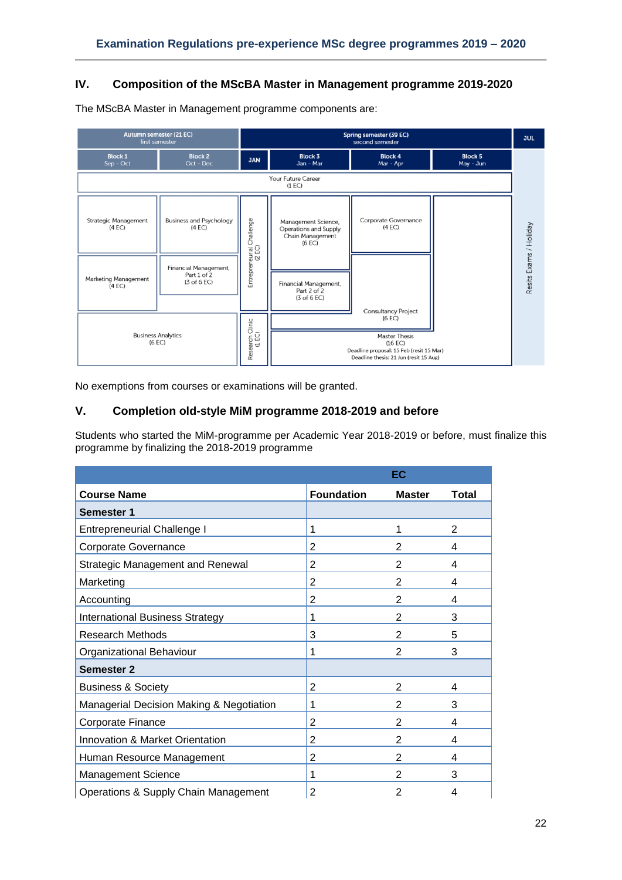## IV. Composition of the MScBA Master in Management programme 2019-2020

The MScBA Master in Management programme components are:

| Autumn semester (21 EC) first semester | | Spring semester (39 EC) second semester | | | | JUL |
|---|---|---|---|---|---|---|
| Block 1 Sep - Oct | Block 2 Oct - Dec | JAN | Block 3 Jan - Mar | Block 4 Mar - Apr | Block 5 May - Jun | Resits Exams / Holiday |
| Your Future Career (1 EC) | | | | | | |
| Strategic Management (4 EC) | Business and Psychology (4 EC) | Entrepreneurial Challenge (2 EC) | Management Science, Operations and Supply Chain Management (6 EC) | Corporate Governance (4 EC) | | |
| Marketing Management (4 EC) | Financial Management, Part 1 of 2 (3 of 6 EC) | | Financial Management, Part 2 of 2 (3 of 6 EC) | Consultancy Project (6 EC) | | |
| Business Analytics (6 EC) | | Research Clinic (1 EC) | Master Thesis (16 EC) Deadline proposal: 15 Feb (resit 15 Mar) Deadline thesis: 21 Jun (resit 15 Aug) | | | |

No exemptions from courses or examinations will be granted.

## V. Completion old-style MiM programme 2018-2019 and before

Students who started the MiM-programme per Academic Year 2018-2019 or before, must finalize this programme by finalizing the 2018-2019 programme

| | EC | | |
|---|---|---|---|
| **Course Name** | **Foundation** | **Master** | **Total** |
| **Semester 1** | | | |
| Entrepreneurial Challenge I | 1 | 1 | 2 |
| Corporate Governance | 2 | 2 | 4 |
| Strategic Management and Renewal | 2 | 2 | 4 |
| Marketing | 2 | 2 | 4 |
| Accounting | 2 | 2 | 4 |
| International Business Strategy | 1 | 2 | 3 |
| Research Methods | 3 | 2 | 5 |
| Organizational Behaviour | 1 | 2 | 3 |
| **Semester 2** | | | |
| Business & Society | 2 | 2 | 4 |
| Managerial Decision Making & Negotiation | 1 | 2 | 3 |
| Corporate Finance | 2 | 2 | 4 |
| Innovation & Market Orientation | 2 | 2 | 4 |
| Human Resource Management | 2 | 2 | 4 |
| Management Science | 1 | 2 | 3 |
| Operations & Supply Chain Management | 2 | 2 | 4 |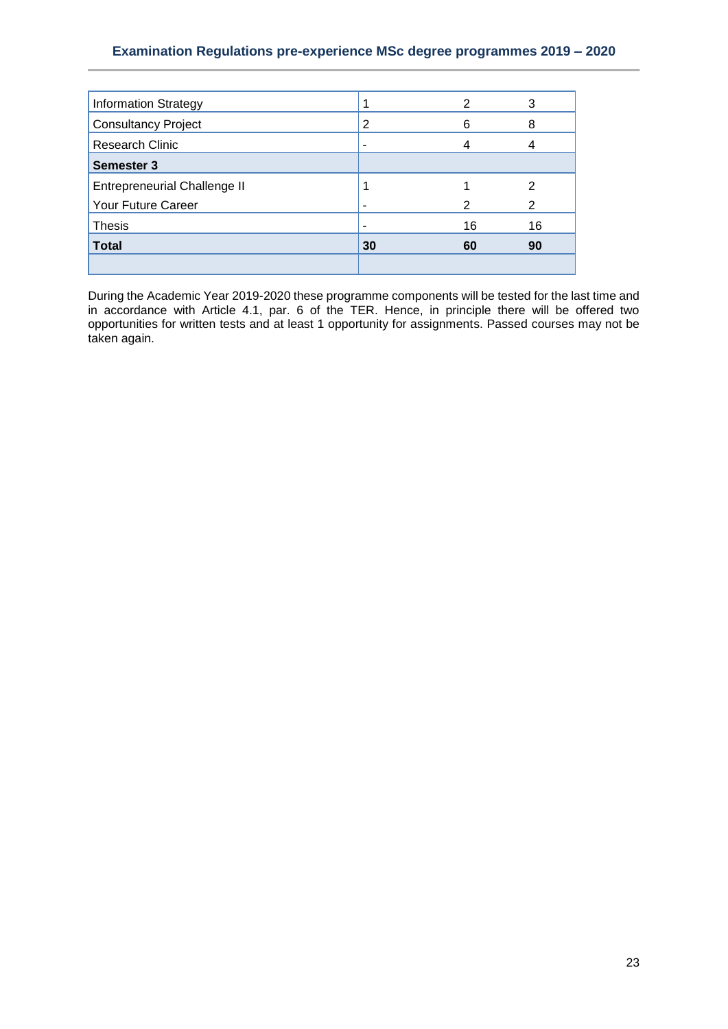| | | | |
|---|---|---|---|
| Information Strategy | 1 | 2 | 3 |
| Consultancy Project | 2 | 6 | 8 |
| Research Clinic | - | 4 | 4 |
| **Semester 3** | | | |
| Entrepreneurial Challenge II | 1 | 1 | 2 |
| Your Future Career | - | 2 | 2 |
| Thesis | - | 16 | 16 |
| **Total** | **30** | **60** | **90** |
| | | | |

During the Academic Year 2019-2020 these programme components will be tested for the last time and in accordance with Article 4.1, par. 6 of the TER. Hence, in principle there will be offered two opportunities for written tests and at least 1 opportunity for assignments. Passed courses may not be taken again.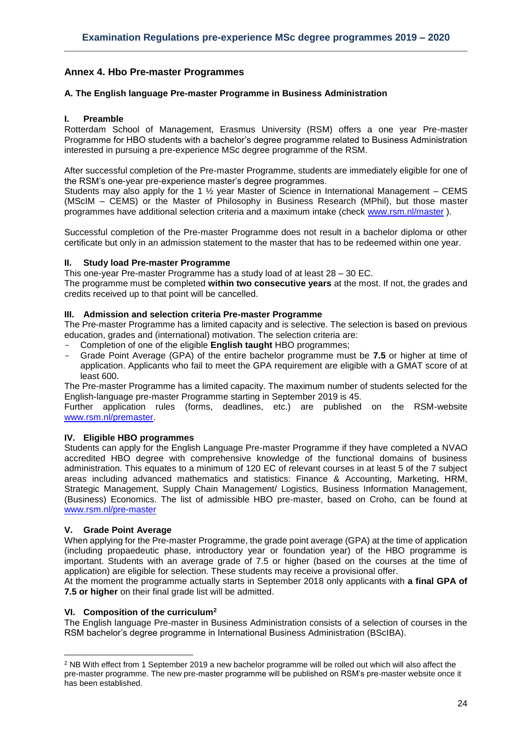## Annex 4. Hbo Pre-master Programmes

### A. The English language Pre-master Programme in Business Administration

#### I. Preamble

Rotterdam School of Management, Erasmus University (RSM) offers a one year Pre-master Programme for HBO students with a bachelor's degree programme related to Business Administration interested in pursuing a pre-experience MSc degree programme of the RSM.

After successful completion of the Pre-master Programme, students are immediately eligible for one of the RSM's one-year pre-experience master's degree programmes.
Students may also apply for the 1 ½ year Master of Science in International Management – CEMS (MScIM – CEMS) or the Master of Philosophy in Business Research (MPhil), but those master programmes have additional selection criteria and a maximum intake (check [www.rsm.nl/master](www.rsm.nl/master) ).

Successful completion of the Pre-master Programme does not result in a bachelor diploma or other certificate but only in an admission statement to the master that has to be redeemed within one year.

#### II. Study load Pre-master Programme

This one-year Pre-master Programme has a study load of at least 28 – 30 EC.
The programme must be completed **within two consecutive years** at the most. If not, the grades and credits received up to that point will be cancelled.

#### III. Admission and selection criteria Pre-master Programme

The Pre-master Programme has a limited capacity and is selective. The selection is based on previous education, grades and (international) motivation. The selection criteria are:

- Completion of one of the eligible **English taught** HBO programmes;
- Grade Point Average (GPA) of the entire bachelor programme must be **7.5** or higher at time of application. Applicants who fail to meet the GPA requirement are eligible with a GMAT score of at least 600.

The Pre-master Programme has a limited capacity. The maximum number of students selected for the English-language pre-master Programme starting in September 2019 is 45.
Further application rules (forms, deadlines, etc.) are published on the RSM-website [www.rsm.nl/premaster](www.rsm.nl/premaster).

#### IV. Eligible HBO programmes

Students can apply for the English Language Pre-master Programme if they have completed a NVAO accredited HBO degree with comprehensive knowledge of the functional domains of business administration. This equates to a minimum of 120 EC of relevant courses in at least 5 of the 7 subject areas including advanced mathematics and statistics: Finance & Accounting, Marketing, HRM, Strategic Management, Supply Chain Management/ Logistics, Business Information Management, (Business) Economics. The list of admissible HBO pre-master, based on Croho, can be found at [www.rsm.nl/pre-master](www.rsm.nl/pre-master)

#### V. Grade Point Average

When applying for the Pre-master Programme, the grade point average (GPA) at the time of application (including propaedeutic phase, introductory year or foundation year) of the HBO programme is important. Students with an average grade of 7.5 or higher (based on the courses at the time of application) are eligible for selection. These students may receive a provisional offer.
At the moment the programme actually starts in September 2018 only applicants with **a final GPA of 7.5 or higher** on their final grade list will be admitted.

#### VI. Composition of the curriculum[2]

The English language Pre-master in Business Administration consists of a selection of courses in the RSM bachelor's degree programme in International Business Administration (BScIBA).

---

[2] NB With effect from 1 September 2019 a new bachelor programme will be rolled out which will also affect the pre-master programme. The new pre-master programme will be published on RSM's pre-master website once it has been established.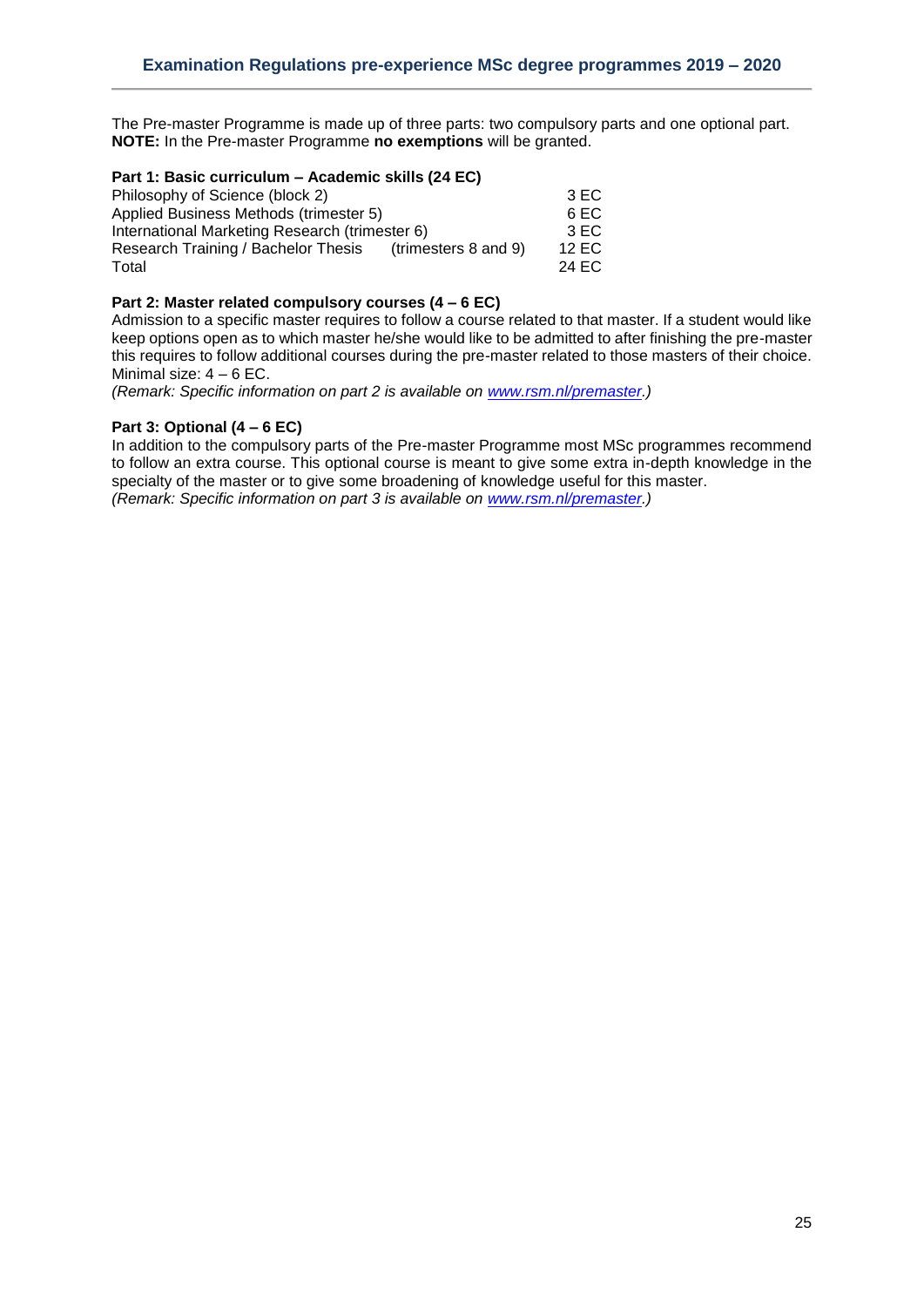The Pre-master Programme is made up of three parts: two compulsory parts and one optional part. **NOTE:** In the Pre-master Programme **no exemptions** will be granted.

**Part 1: Basic curriculum – Academic skills (24 EC)**

| | | |
|---|---|---|
| Philosophy of Science (block 2) | | 3 EC |
| Applied Business Methods (trimester 5) | | 6 EC |
| International Marketing Research (trimester 6) | | 3 EC |
| Research Training / Bachelor Thesis | (trimesters 8 and 9) | 12 EC |
| Total | | 24 EC |

**Part 2: Master related compulsory courses (4 – 6 EC)**

Admission to a specific master requires to follow a course related to that master. If a student would like keep options open as to which master he/she would like to be admitted to after finishing the pre-master this requires to follow additional courses during the pre-master related to those masters of their choice. Minimal size: 4 – 6 EC.

*(Remark: Specific information on part 2 is available on [www.rsm.nl/premaster](www.rsm.nl/premaster).)*

**Part 3: Optional (4 – 6 EC)**

In addition to the compulsory parts of the Pre-master Programme most MSc programmes recommend to follow an extra course. This optional course is meant to give some extra in-depth knowledge in the specialty of the master or to give some broadening of knowledge useful for this master.

*(Remark: Specific information on part 3 is available on [www.rsm.nl/premaster](www.rsm.nl/premaster).)*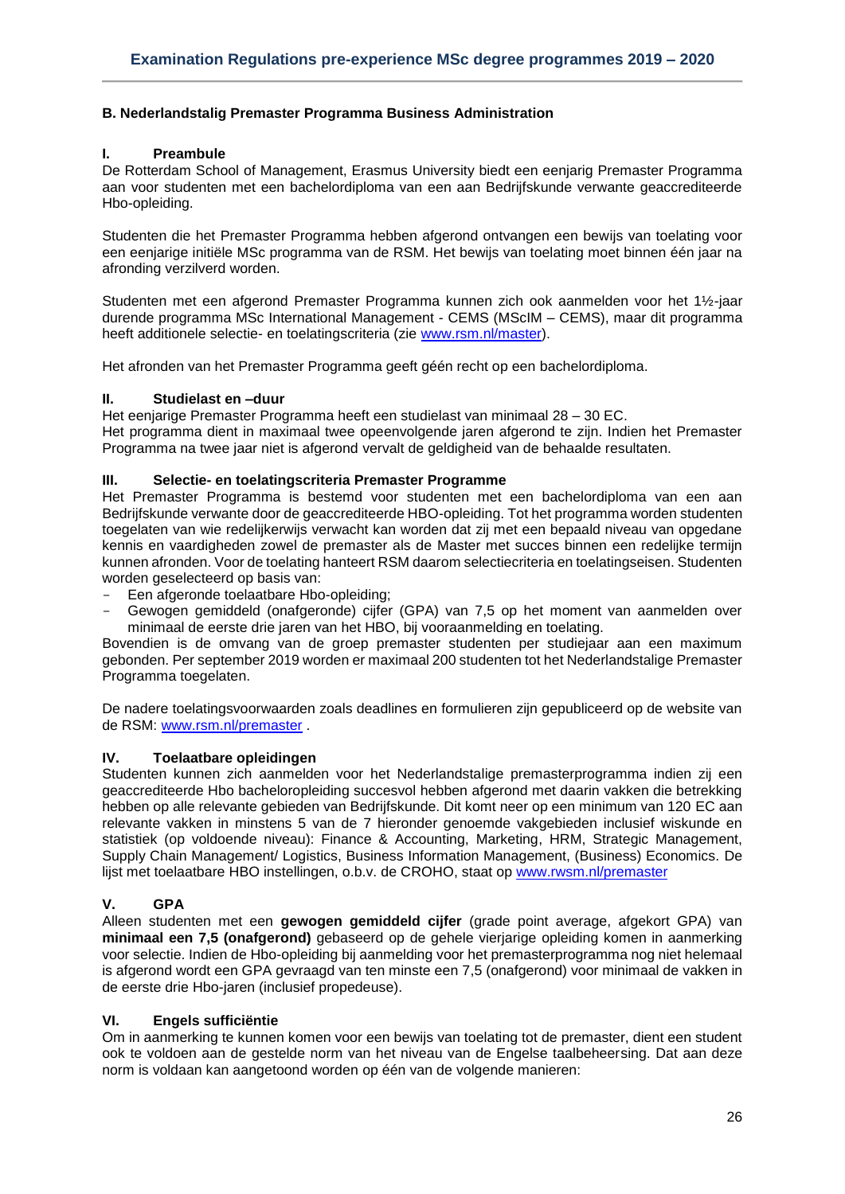## B. Nederlandstalig Premaster Programma Business Administration

### I. Preambule

De Rotterdam School of Management, Erasmus University biedt een eenjarig Premaster Programma aan voor studenten met een bachelordiploma van een aan Bedrijfskunde verwante geaccrediteerde Hbo-opleiding.

Studenten die het Premaster Programma hebben afgerond ontvangen een bewijs van toelating voor een eenjarige initiële MSc programma van de RSM. Het bewijs van toelating moet binnen één jaar na afronding verzilverd worden.

Studenten met een afgerond Premaster Programma kunnen zich ook aanmelden voor het 1½-jaar durende programma MSc International Management - CEMS (MScIM – CEMS), maar dit programma heeft additionele selectie- en toelatingscriteria (zie [www.rsm.nl/master](www.rsm.nl/master)).

Het afronden van het Premaster Programma geeft géén recht op een bachelordiploma.

### II. Studielast en –duur

Het eenjarige Premaster Programma heeft een studielast van minimaal 28 – 30 EC.
Het programma dient in maximaal twee opeenvolgende jaren afgerond te zijn. Indien het Premaster Programma na twee jaar niet is afgerond vervalt de geldigheid van de behaalde resultaten.

### III. Selectie- en toelatingscriteria Premaster Programme

Het Premaster Programma is bestemd voor studenten met een bachelordiploma van een aan Bedrijfskunde verwante door de geaccrediteerde HBO-opleiding. Tot het programma worden studenten toegelaten van wie redelijkerwijs verwacht kan worden dat zij met een bepaald niveau van opgedane kennis en vaardigheden zowel de premaster als de Master met succes binnen een redelijke termijn kunnen afronden. Voor de toelating hanteert RSM daarom selectiecriteria en toelatingseisen. Studenten worden geselecteerd op basis van:

- Een afgeronde toelaatbare Hbo-opleiding;
- Gewogen gemiddeld (onafgeronde) cijfer (GPA) van 7,5 op het moment van aanmelden over minimaal de eerste drie jaren van het HBO, bij vooraanmelding en toelating.

Bovendien is de omvang van de groep premaster studenten per studiejaar aan een maximum gebonden. Per september 2019 worden er maximaal 200 studenten tot het Nederlandstalige Premaster Programma toegelaten.

De nadere toelatingsvoorwaarden zoals deadlines en formulieren zijn gepubliceerd op de website van de RSM: [www.rsm.nl/premaster](www.rsm.nl/premaster) .

### IV. Toelaatbare opleidingen

Studenten kunnen zich aanmelden voor het Nederlandstalige premasterprogramma indien zij een geaccrediteerde Hbo bacheloropleiding succesvol hebben afgerond met daarin vakken die betrekking hebben op alle relevante gebieden van Bedrijfskunde. Dit komt neer op een minimum van 120 EC aan relevante vakken in minstens 5 van de 7 hieronder genoemde vakgebieden inclusief wiskunde en statistiek (op voldoende niveau): Finance & Accounting, Marketing, HRM, Strategic Management, Supply Chain Management/ Logistics, Business Information Management, (Business) Economics. De lijst met toelaatbare HBO instellingen, o.b.v. de CROHO, staat op [www.rwsm.nl/premaster](www.rwsm.nl/premaster)

### V. GPA

Alleen studenten met een **gewogen gemiddeld cijfer** (grade point average, afgekort GPA) van **minimaal een 7,5 (onafgerond)** gebaseerd op de gehele vierjarige opleiding komen in aanmerking voor selectie. Indien de Hbo-opleiding bij aanmelding voor het premasterprogramma nog niet helemaal is afgerond wordt een GPA gevraagd van ten minste een 7,5 (onafgerond) voor minimaal de vakken in de eerste drie Hbo-jaren (inclusief propedeuse).

### VI. Engels sufficiëntie

Om in aanmerking te kunnen komen voor een bewijs van toelating tot de premaster, dient een student ook te voldoen aan de gestelde norm van het niveau van de Engelse taalbeheersing. Dat aan deze norm is voldaan kan aangetoond worden op één van de volgende manieren: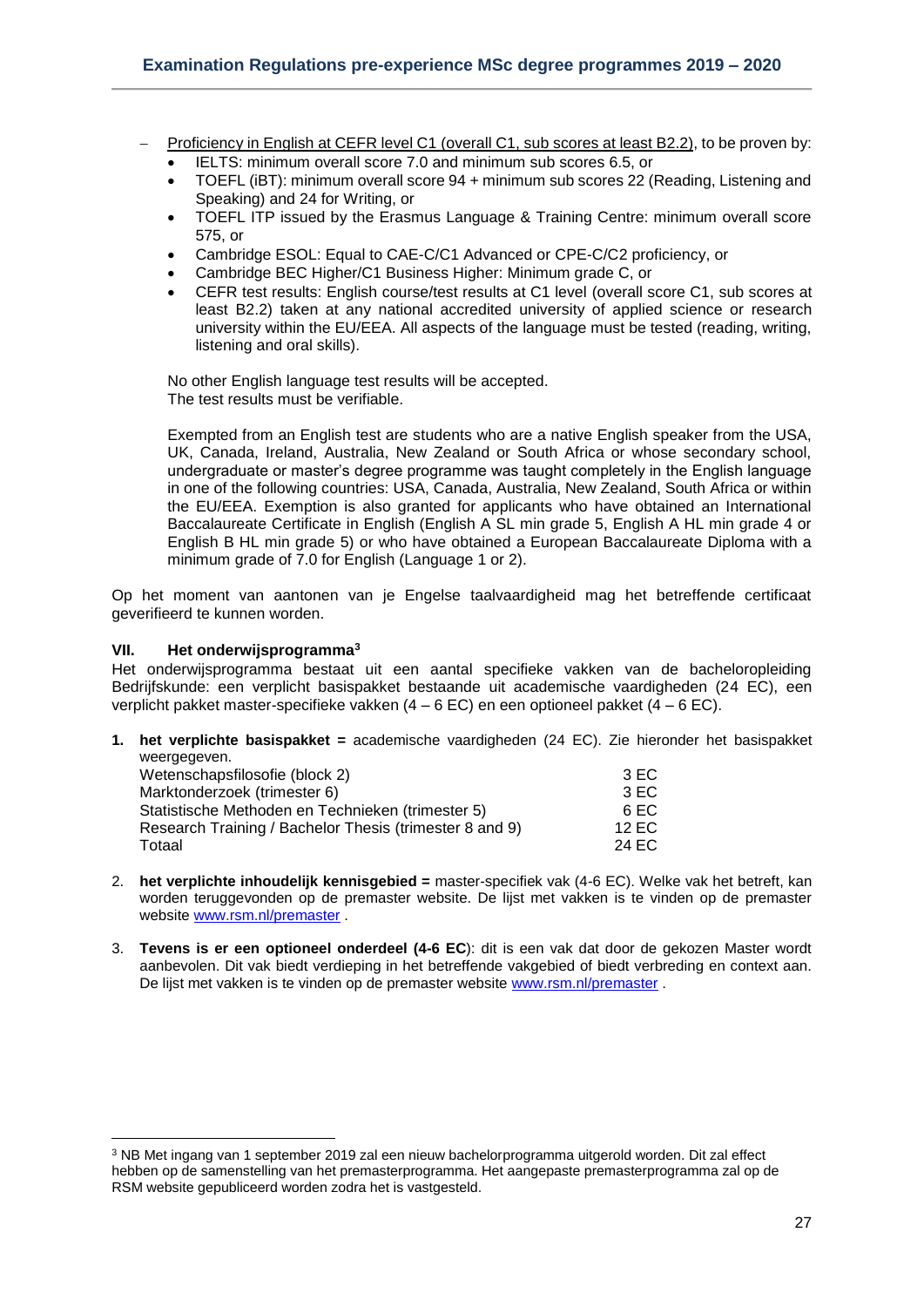- Proficiency in English at CEFR level C1 (overall C1, sub scores at least B2.2), to be proven by:
  - IELTS: minimum overall score 7.0 and minimum sub scores 6.5, or
  - TOEFL (iBT): minimum overall score 94 + minimum sub scores 22 (Reading, Listening and Speaking) and 24 for Writing, or
  - TOEFL ITP issued by the Erasmus Language & Training Centre: minimum overall score 575, or
  - Cambridge ESOL: Equal to CAE-C/C1 Advanced or CPE-C/C2 proficiency, or
  - Cambridge BEC Higher/C1 Business Higher: Minimum grade C, or
  - CEFR test results: English course/test results at C1 level (overall score C1, sub scores at least B2.2) taken at any national accredited university of applied science or research university within the EU/EEA. All aspects of the language must be tested (reading, writing, listening and oral skills).

  No other English language test results will be accepted.
  The test results must be verifiable.

  Exempted from an English test are students who are a native English speaker from the USA, UK, Canada, Ireland, Australia, New Zealand or South Africa or whose secondary school, undergraduate or master's degree programme was taught completely in the English language in one of the following countries: USA, Canada, Australia, New Zealand, South Africa or within the EU/EEA. Exemption is also granted for applicants who have obtained an International Baccalaureate Certificate in English (English A SL min grade 5, English A HL min grade 4 or English B HL min grade 5) or who have obtained a European Baccalaureate Diploma with a minimum grade of 7.0 for English (Language 1 or 2).

Op het moment van aantonen van je Engelse taalvaardigheid mag het betreffende certificaat geverifieerd te kunnen worden.

## VII. Het onderwijsprogramma[3]

Het onderwijsprogramma bestaat uit een aantal specifieke vakken van de bacheloropleiding Bedrijfskunde: een verplicht basispakket bestaande uit academische vaardigheden (24 EC), een verplicht pakket master-specifieke vakken (4 – 6 EC) en een optioneel pakket (4 – 6 EC).

1. **het verplichte basispakket =** academische vaardigheden (24 EC). Zie hieronder het basispakket weergegeven.

| | |
|---|---|
| Wetenschapsfilosofie (block 2) | 3 EC |
| Marktonderzoek (trimester 6) | 3 EC |
| Statistische Methoden en Technieken (trimester 5) | 6 EC |
| Research Training / Bachelor Thesis (trimester 8 and 9) | 12 EC |
| Totaal | 24 EC |

2. **het verplichte inhoudelijk kennisgebied =** master-specifiek vak (4-6 EC). Welke vak het betreft, kan worden teruggevonden op de premaster website. De lijst met vakken is te vinden op de premaster website www.rsm.nl/premaster .

3. **Tevens is er een optioneel onderdeel (4-6 EC)**: dit is een vak dat door de gekozen Master wordt aanbevolen. Dit vak biedt verdieping in het betreffende vakgebied of biedt verbreding en context aan. De lijst met vakken is te vinden op de premaster website www.rsm.nl/premaster .

---

[3] NB Met ingang van 1 september 2019 zal een nieuw bachelorprogramma uitgerold worden. Dit zal effect hebben op de samenstelling van het premasterprogramma. Het aangepaste premasterprogramma zal op de RSM website gepubliceerd worden zodra het is vastgesteld.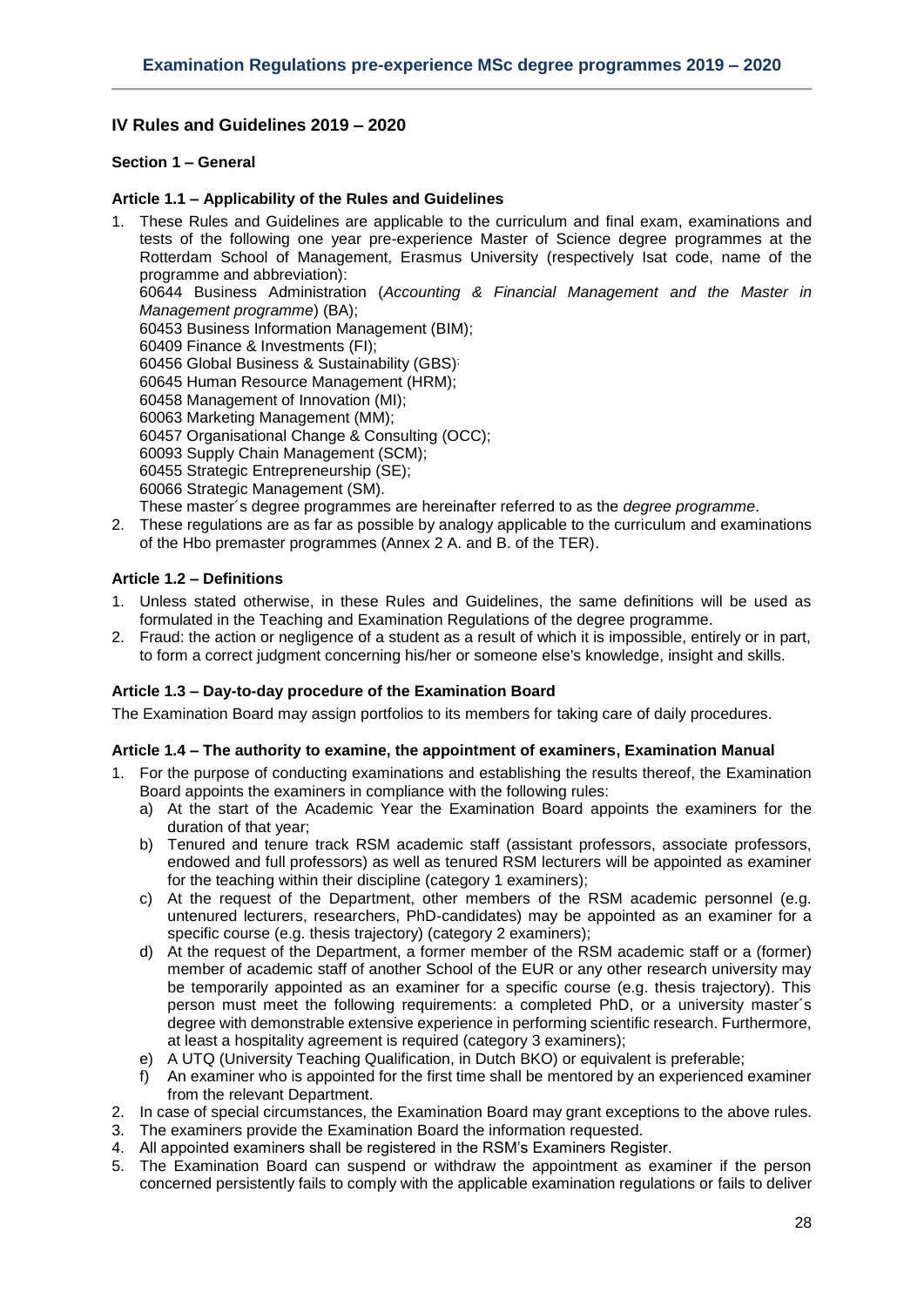## IV Rules and Guidelines 2019 – 2020

### Section 1 – General

#### Article 1.1 – Applicability of the Rules and Guidelines

1. These Rules and Guidelines are applicable to the curriculum and final exam, examinations and tests of the following one year pre-experience Master of Science degree programmes at the Rotterdam School of Management, Erasmus University (respectively Isat code, name of the programme and abbreviation):
   60644 Business Administration (*Accounting & Financial Management and the Master in Management programme*) (BA);
   60453 Business Information Management (BIM);
   60409 Finance & Investments (FI);
   60456 Global Business & Sustainability (GBS);
   60645 Human Resource Management (HRM);
   60458 Management of Innovation (MI);
   60063 Marketing Management (MM);
   60457 Organisational Change & Consulting (OCC);
   60093 Supply Chain Management (SCM);
   60455 Strategic Entrepreneurship (SE);
   60066 Strategic Management (SM).
   These master´s degree programmes are hereinafter referred to as the *degree programme*.
2. These regulations are as far as possible by analogy applicable to the curriculum and examinations of the Hbo premaster programmes (Annex 2 A. and B. of the TER).

#### Article 1.2 – Definitions

1. Unless stated otherwise, in these Rules and Guidelines, the same definitions will be used as formulated in the Teaching and Examination Regulations of the degree programme.
2. Fraud: the action or negligence of a student as a result of which it is impossible, entirely or in part, to form a correct judgment concerning his/her or someone else's knowledge, insight and skills.

#### Article 1.3 – Day-to-day procedure of the Examination Board

The Examination Board may assign portfolios to its members for taking care of daily procedures.

#### Article 1.4 – The authority to examine, the appointment of examiners, Examination Manual

1. For the purpose of conducting examinations and establishing the results thereof, the Examination Board appoints the examiners in compliance with the following rules:
   a) At the start of the Academic Year the Examination Board appoints the examiners for the duration of that year;
   b) Tenured and tenure track RSM academic staff (assistant professors, associate professors, endowed and full professors) as well as tenured RSM lecturers will be appointed as examiner for the teaching within their discipline (category 1 examiners);
   c) At the request of the Department, other members of the RSM academic personnel (e.g. untenured lecturers, researchers, PhD-candidates) may be appointed as an examiner for a specific course (e.g. thesis trajectory) (category 2 examiners);
   d) At the request of the Department, a former member of the RSM academic staff or a (former) member of academic staff of another School of the EUR or any other research university may be temporarily appointed as an examiner for a specific course (e.g. thesis trajectory). This person must meet the following requirements: a completed PhD, or a university master´s degree with demonstrable extensive experience in performing scientific research. Furthermore, at least a hospitality agreement is required (category 3 examiners);
   e) A UTQ (University Teaching Qualification, in Dutch BKO) or equivalent is preferable;
   f) An examiner who is appointed for the first time shall be mentored by an experienced examiner from the relevant Department.
2. In case of special circumstances, the Examination Board may grant exceptions to the above rules.
3. The examiners provide the Examination Board the information requested.
4. All appointed examiners shall be registered in the RSM's Examiners Register.
5. The Examination Board can suspend or withdraw the appointment as examiner if the person concerned persistently fails to comply with the applicable examination regulations or fails to deliver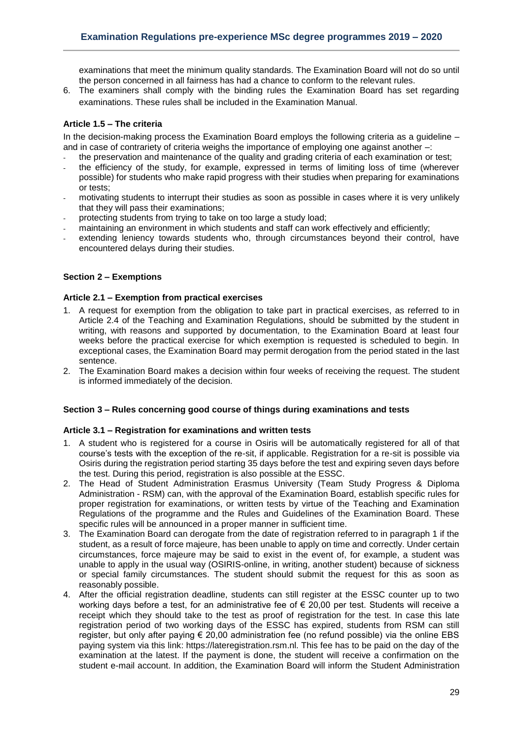examinations that meet the minimum quality standards. The Examination Board will not do so until the person concerned in all fairness has had a chance to conform to the relevant rules.

6. The examiners shall comply with the binding rules the Examination Board has set regarding examinations. These rules shall be included in the Examination Manual.

**Article 1.5 – The criteria**

In the decision-making process the Examination Board employs the following criteria as a guideline – and in case of contrariety of criteria weighs the importance of employing one against another –:

- the preservation and maintenance of the quality and grading criteria of each examination or test;
- the efficiency of the study, for example, expressed in terms of limiting loss of time (wherever possible) for students who make rapid progress with their studies when preparing for examinations or tests;
- motivating students to interrupt their studies as soon as possible in cases where it is very unlikely that they will pass their examinations;
- protecting students from trying to take on too large a study load;
- maintaining an environment in which students and staff can work effectively and efficiently;
- extending leniency towards students who, through circumstances beyond their control, have encountered delays during their studies.

**Section 2 – Exemptions**

**Article 2.1 – Exemption from practical exercises**

1. A request for exemption from the obligation to take part in practical exercises, as referred to in Article 2.4 of the Teaching and Examination Regulations, should be submitted by the student in writing, with reasons and supported by documentation, to the Examination Board at least four weeks before the practical exercise for which exemption is requested is scheduled to begin. In exceptional cases, the Examination Board may permit derogation from the period stated in the last sentence.
2. The Examination Board makes a decision within four weeks of receiving the request. The student is informed immediately of the decision.

**Section 3 – Rules concerning good course of things during examinations and tests**

**Article 3.1 – Registration for examinations and written tests**

1. A student who is registered for a course in Osiris will be automatically registered for all of that course's tests with the exception of the re-sit, if applicable. Registration for a re-sit is possible via Osiris during the registration period starting 35 days before the test and expiring seven days before the test. During this period, registration is also possible at the ESSC.
2. The Head of Student Administration Erasmus University (Team Study Progress & Diploma Administration - RSM) can, with the approval of the Examination Board, establish specific rules for proper registration for examinations, or written tests by virtue of the Teaching and Examination Regulations of the programme and the Rules and Guidelines of the Examination Board. These specific rules will be announced in a proper manner in sufficient time.
3. The Examination Board can derogate from the date of registration referred to in paragraph 1 if the student, as a result of force majeure, has been unable to apply on time and correctly. Under certain circumstances, force majeure may be said to exist in the event of, for example, a student was unable to apply in the usual way (OSIRIS-online, in writing, another student) because of sickness or special family circumstances. The student should submit the request for this as soon as reasonably possible.
4. After the official registration deadline, students can still register at the ESSC counter up to two working days before a test, for an administrative fee of € 20,00 per test. Students will receive a receipt which they should take to the test as proof of registration for the test. In case this late registration period of two working days of the ESSC has expired, students from RSM can still register, but only after paying € 20,00 administration fee (no refund possible) via the online EBS paying system via this link: https://lateregistration.rsm.nl. This fee has to be paid on the day of the examination at the latest. If the payment is done, the student will receive a confirmation on the student e-mail account. In addition, the Examination Board will inform the Student Administration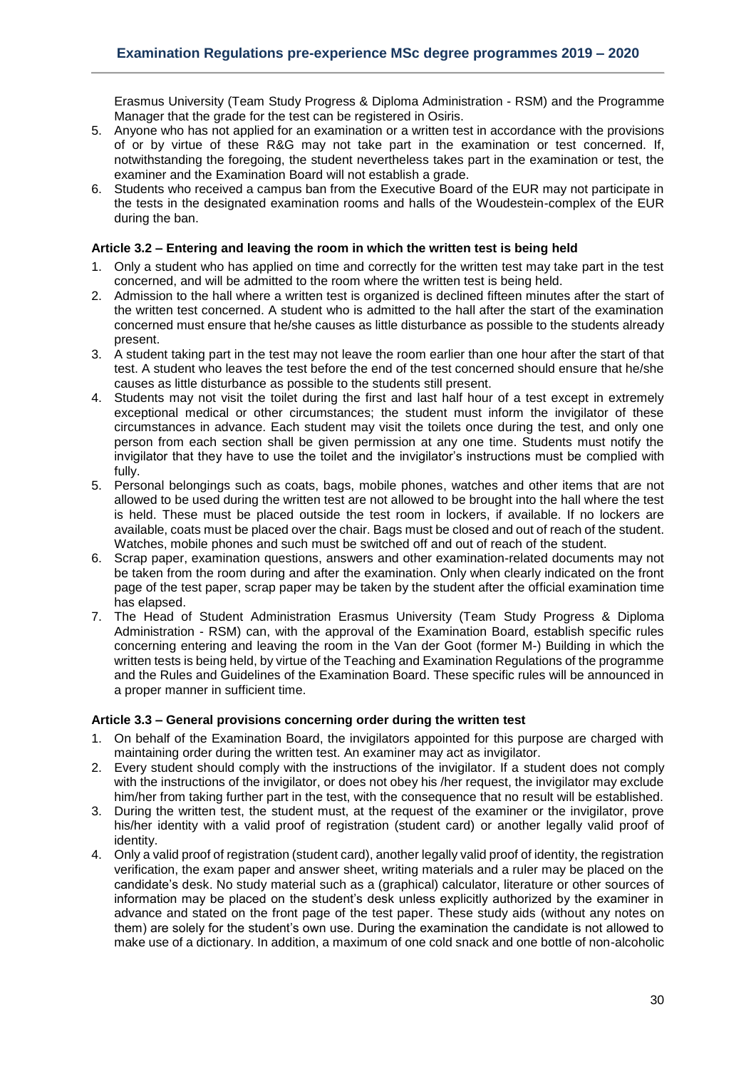Erasmus University (Team Study Progress & Diploma Administration - RSM) and the Programme Manager that the grade for the test can be registered in Osiris.

5. Anyone who has not applied for an examination or a written test in accordance with the provisions of or by virtue of these R&G may not take part in the examination or test concerned. If, notwithstanding the foregoing, the student nevertheless takes part in the examination or test, the examiner and the Examination Board will not establish a grade.
6. Students who received a campus ban from the Executive Board of the EUR may not participate in the tests in the designated examination rooms and halls of the Woudestein-complex of the EUR during the ban.

**Article 3.2 – Entering and leaving the room in which the written test is being held**

1. Only a student who has applied on time and correctly for the written test may take part in the test concerned, and will be admitted to the room where the written test is being held.
2. Admission to the hall where a written test is organized is declined fifteen minutes after the start of the written test concerned. A student who is admitted to the hall after the start of the examination concerned must ensure that he/she causes as little disturbance as possible to the students already present.
3. A student taking part in the test may not leave the room earlier than one hour after the start of that test. A student who leaves the test before the end of the test concerned should ensure that he/she causes as little disturbance as possible to the students still present.
4. Students may not visit the toilet during the first and last half hour of a test except in extremely exceptional medical or other circumstances; the student must inform the invigilator of these circumstances in advance. Each student may visit the toilets once during the test, and only one person from each section shall be given permission at any one time. Students must notify the invigilator that they have to use the toilet and the invigilator's instructions must be complied with fully.
5. Personal belongings such as coats, bags, mobile phones, watches and other items that are not allowed to be used during the written test are not allowed to be brought into the hall where the test is held. These must be placed outside the test room in lockers, if available. If no lockers are available, coats must be placed over the chair. Bags must be closed and out of reach of the student. Watches, mobile phones and such must be switched off and out of reach of the student.
6. Scrap paper, examination questions, answers and other examination-related documents may not be taken from the room during and after the examination. Only when clearly indicated on the front page of the test paper, scrap paper may be taken by the student after the official examination time has elapsed.
7. The Head of Student Administration Erasmus University (Team Study Progress & Diploma Administration - RSM) can, with the approval of the Examination Board, establish specific rules concerning entering and leaving the room in the Van der Goot (former M-) Building in which the written tests is being held, by virtue of the Teaching and Examination Regulations of the programme and the Rules and Guidelines of the Examination Board. These specific rules will be announced in a proper manner in sufficient time.

**Article 3.3 – General provisions concerning order during the written test**

1. On behalf of the Examination Board, the invigilators appointed for this purpose are charged with maintaining order during the written test. An examiner may act as invigilator.
2. Every student should comply with the instructions of the invigilator. If a student does not comply with the instructions of the invigilator, or does not obey his /her request, the invigilator may exclude him/her from taking further part in the test, with the consequence that no result will be established.
3. During the written test, the student must, at the request of the examiner or the invigilator, prove his/her identity with a valid proof of registration (student card) or another legally valid proof of identity.
4. Only a valid proof of registration (student card), another legally valid proof of identity, the registration verification, the exam paper and answer sheet, writing materials and a ruler may be placed on the candidate's desk. No study material such as a (graphical) calculator, literature or other sources of information may be placed on the student's desk unless explicitly authorized by the examiner in advance and stated on the front page of the test paper. These study aids (without any notes on them) are solely for the student's own use. During the examination the candidate is not allowed to make use of a dictionary. In addition, a maximum of one cold snack and one bottle of non-alcoholic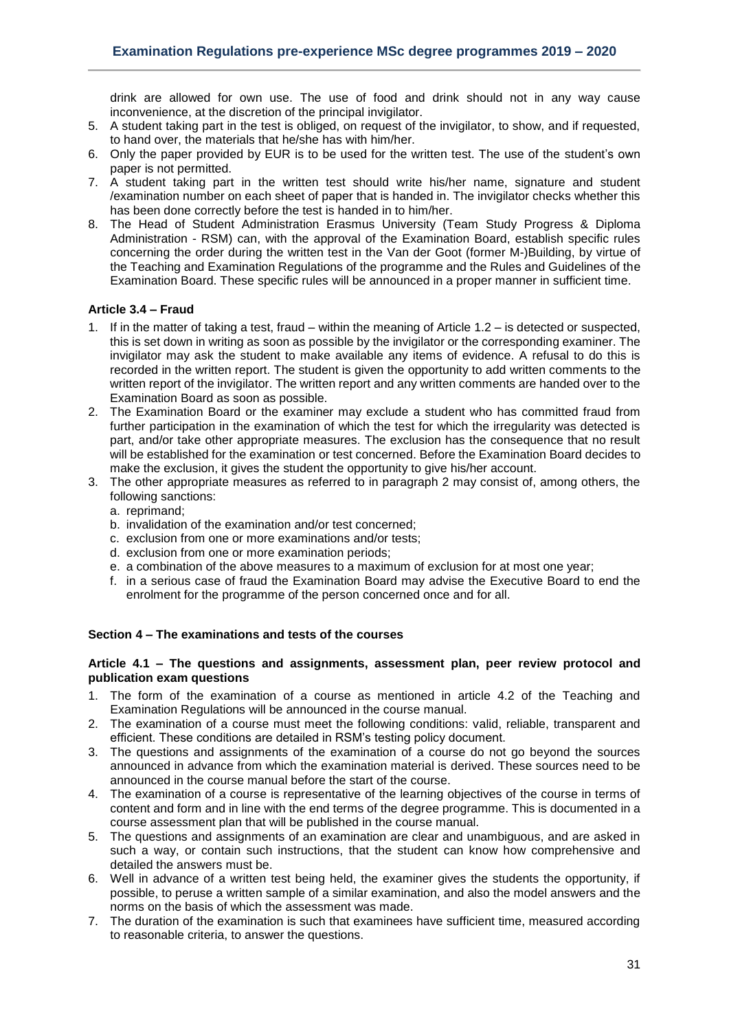drink are allowed for own use. The use of food and drink should not in any way cause inconvenience, at the discretion of the principal invigilator.

5. A student taking part in the test is obliged, on request of the invigilator, to show, and if requested, to hand over, the materials that he/she has with him/her.
6. Only the paper provided by EUR is to be used for the written test. The use of the student's own paper is not permitted.
7. A student taking part in the written test should write his/her name, signature and student /examination number on each sheet of paper that is handed in. The invigilator checks whether this has been done correctly before the test is handed in to him/her.
8. The Head of Student Administration Erasmus University (Team Study Progress & Diploma Administration - RSM) can, with the approval of the Examination Board, establish specific rules concerning the order during the written test in the Van der Goot (former M-)Building, by virtue of the Teaching and Examination Regulations of the programme and the Rules and Guidelines of the Examination Board. These specific rules will be announced in a proper manner in sufficient time.

#### Article 3.4 – Fraud

1. If in the matter of taking a test, fraud – within the meaning of Article 1.2 – is detected or suspected, this is set down in writing as soon as possible by the invigilator or the corresponding examiner. The invigilator may ask the student to make available any items of evidence. A refusal to do this is recorded in the written report. The student is given the opportunity to add written comments to the written report of the invigilator. The written report and any written comments are handed over to the Examination Board as soon as possible.
2. The Examination Board or the examiner may exclude a student who has committed fraud from further participation in the examination of which the test for which the irregularity was detected is part, and/or take other appropriate measures. The exclusion has the consequence that no result will be established for the examination or test concerned. Before the Examination Board decides to make the exclusion, it gives the student the opportunity to give his/her account.
3. The other appropriate measures as referred to in paragraph 2 may consist of, among others, the following sanctions:
   a. reprimand;
   b. invalidation of the examination and/or test concerned;
   c. exclusion from one or more examinations and/or tests;
   d. exclusion from one or more examination periods;
   e. a combination of the above measures to a maximum of exclusion for at most one year;
   f. in a serious case of fraud the Examination Board may advise the Executive Board to end the enrolment for the programme of the person concerned once and for all.

### Section 4 – The examinations and tests of the courses

#### Article 4.1 – The questions and assignments, assessment plan, peer review protocol and publication exam questions

1. The form of the examination of a course as mentioned in article 4.2 of the Teaching and Examination Regulations will be announced in the course manual.
2. The examination of a course must meet the following conditions: valid, reliable, transparent and efficient. These conditions are detailed in RSM's testing policy document.
3. The questions and assignments of the examination of a course do not go beyond the sources announced in advance from which the examination material is derived. These sources need to be announced in the course manual before the start of the course.
4. The examination of a course is representative of the learning objectives of the course in terms of content and form and in line with the end terms of the degree programme. This is documented in a course assessment plan that will be published in the course manual.
5. The questions and assignments of an examination are clear and unambiguous, and are asked in such a way, or contain such instructions, that the student can know how comprehensive and detailed the answers must be.
6. Well in advance of a written test being held, the examiner gives the students the opportunity, if possible, to peruse a written sample of a similar examination, and also the model answers and the norms on the basis of which the assessment was made.
7. The duration of the examination is such that examinees have sufficient time, measured according to reasonable criteria, to answer the questions.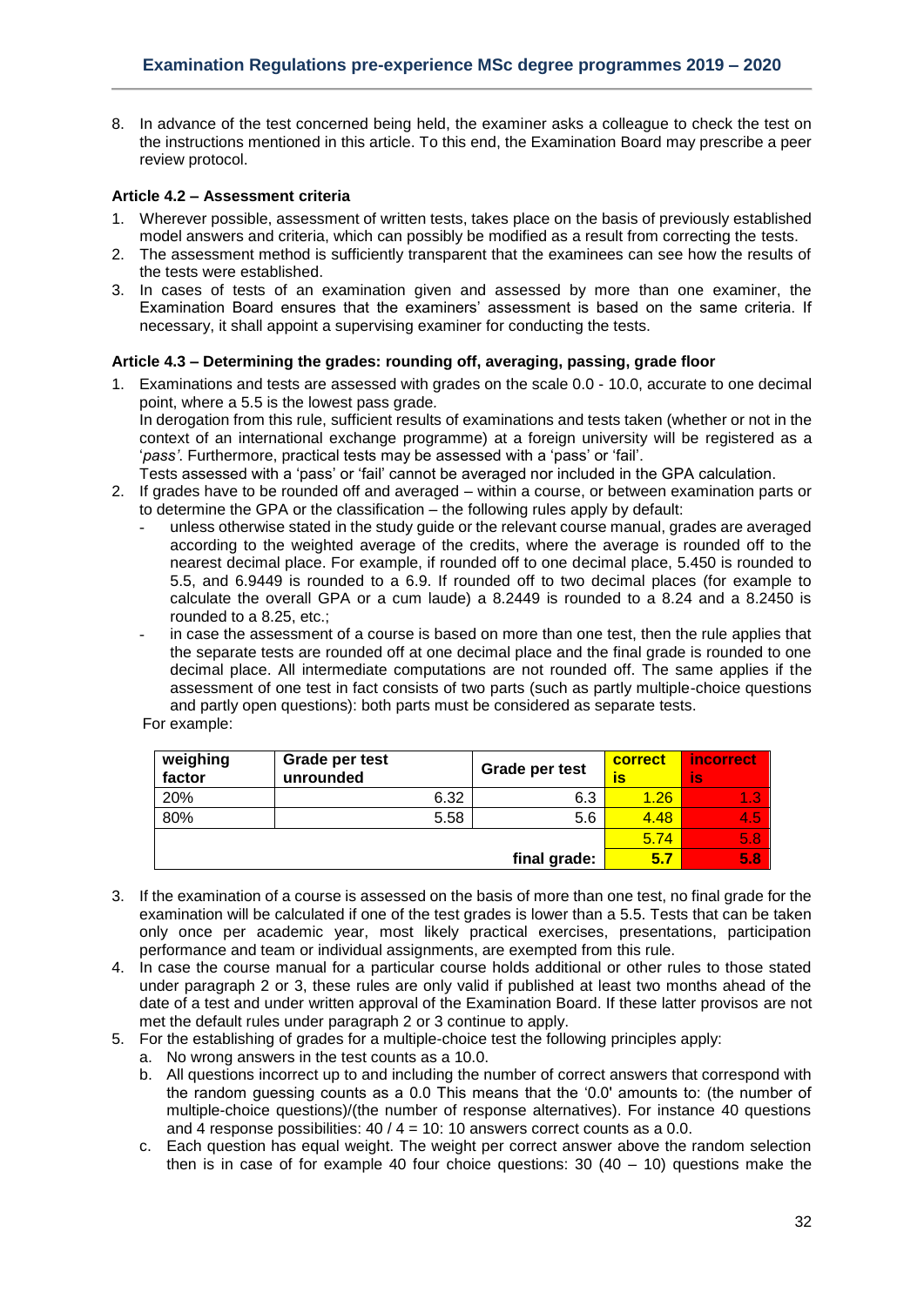8. In advance of the test concerned being held, the examiner asks a colleague to check the test on the instructions mentioned in this article. To this end, the Examination Board may prescribe a peer review protocol.

#### Article 4.2 – Assessment criteria

1. Wherever possible, assessment of written tests, takes place on the basis of previously established model answers and criteria, which can possibly be modified as a result from correcting the tests.
2. The assessment method is sufficiently transparent that the examinees can see how the results of the tests were established.
3. In cases of tests of an examination given and assessed by more than one examiner, the Examination Board ensures that the examiners' assessment is based on the same criteria. If necessary, it shall appoint a supervising examiner for conducting the tests.

#### Article 4.3 – Determining the grades: rounding off, averaging, passing, grade floor

1. Examinations and tests are assessed with grades on the scale 0.0 - 10.0, accurate to one decimal point, where a 5.5 is the lowest pass grade.
   In derogation from this rule, sufficient results of examinations and tests taken (whether or not in the context of an international exchange programme) at a foreign university will be registered as a '*pass*'. Furthermore, practical tests may be assessed with a 'pass' or 'fail'.
   Tests assessed with a 'pass' or 'fail' cannot be averaged nor included in the GPA calculation.
2. If grades have to be rounded off and averaged – within a course, or between examination parts or to determine the GPA or the classification – the following rules apply by default:
   - unless otherwise stated in the study guide or the relevant course manual, grades are averaged according to the weighted average of the credits, where the average is rounded off to the nearest decimal place. For example, if rounded off to one decimal place, 5.450 is rounded to 5.5, and 6.9449 is rounded to a 6.9. If rounded off to two decimal places (for example to calculate the overall GPA or a cum laude) a 8.2449 is rounded to a 8.24 and a 8.2450 is rounded to a 8.25, etc.;
   - in case the assessment of a course is based on more than one test, then the rule applies that the separate tests are rounded off at one decimal place and the final grade is rounded to one decimal place. All intermediate computations are not rounded off. The same applies if the assessment of one test in fact consists of two parts (such as partly multiple-choice questions and partly open questions): both parts must be considered as separate tests.

   For example:

| weighing factor | Grade per test unrounded | Grade per test | correct is | incorrect is |
|---|---|---|---|---|
| 20% | 6.32 | 6.3 | 1.26 | 1.3 |
| 80% | 5.58 | 5.6 | 4.48 | 4.5 |
| | | | 5.74 | 5.8 |
| | | **final grade:** | **5.7** | **5.8** |

3. If the examination of a course is assessed on the basis of more than one test, no final grade for the examination will be calculated if one of the test grades is lower than a 5.5. Tests that can be taken only once per academic year, most likely practical exercises, presentations, participation performance and team or individual assignments, are exempted from this rule.
4. In case the course manual for a particular course holds additional or other rules to those stated under paragraph 2 or 3, these rules are only valid if published at least two months ahead of the date of a test and under written approval of the Examination Board. If these latter provisos are not met the default rules under paragraph 2 or 3 continue to apply.
5. For the establishing of grades for a multiple-choice test the following principles apply:
   a. No wrong answers in the test counts as a 10.0.
   b. All questions incorrect up to and including the number of correct answers that correspond with the random guessing counts as a 0.0 This means that the '0.0' amounts to: (the number of multiple-choice questions)/(the number of response alternatives). For instance 40 questions and 4 response possibilities: 40 / 4 = 10: 10 answers correct counts as a 0.0.
   c. Each question has equal weight. The weight per correct answer above the random selection then is in case of for example 40 four choice questions: 30 (40 – 10) questions make the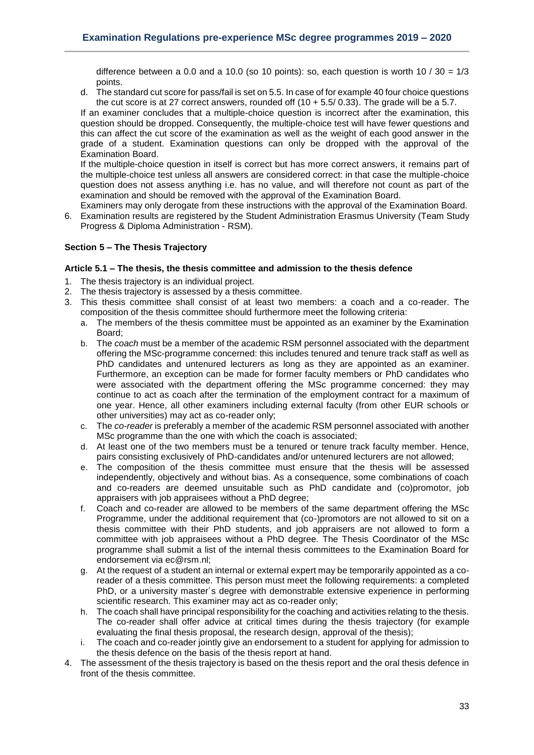difference between a 0.0 and a 10.0 (so 10 points): so, each question is worth 10 / 30 = 1/3 points.

d. The standard cut score for pass/fail is set on 5.5. In case of for example 40 four choice questions the cut score is at 27 correct answers, rounded off (10 + 5.5/ 0.33). The grade will be a 5.7.

If an examiner concludes that a multiple-choice question is incorrect after the examination, this question should be dropped. Consequently, the multiple-choice test will have fewer questions and this can affect the cut score of the examination as well as the weight of each good answer in the grade of a student. Examination questions can only be dropped with the approval of the Examination Board.

If the multiple-choice question in itself is correct but has more correct answers, it remains part of the multiple-choice test unless all answers are considered correct: in that case the multiple-choice question does not assess anything i.e. has no value, and will therefore not count as part of the examination and should be removed with the approval of the Examination Board.

Examiners may only derogate from these instructions with the approval of the Examination Board.

6. Examination results are registered by the Student Administration Erasmus University (Team Study Progress & Diploma Administration - RSM).

### Section 5 – The Thesis Trajectory

#### Article 5.1 – The thesis, the thesis committee and admission to the thesis defence

1. The thesis trajectory is an individual project.
2. The thesis trajectory is assessed by a thesis committee.
3. This thesis committee shall consist of at least two members: a coach and a co-reader. The composition of the thesis committee should furthermore meet the following criteria:
   a. The members of the thesis committee must be appointed as an examiner by the Examination Board;
   b. The *coach* must be a member of the academic RSM personnel associated with the department offering the MSc-programme concerned: this includes tenured and tenure track staff as well as PhD candidates and untenured lecturers as long as they are appointed as an examiner. Furthermore, an exception can be made for former faculty members or PhD candidates who were associated with the department offering the MSc programme concerned: they may continue to act as coach after the termination of the employment contract for a maximum of one year. Hence, all other examiners including external faculty (from other EUR schools or other universities) may act as co-reader only;
   c. The *co-reader* is preferably a member of the academic RSM personnel associated with another MSc programme than the one with which the coach is associated;
   d. At least one of the two members must be a tenured or tenure track faculty member. Hence, pairs consisting exclusively of PhD-candidates and/or untenured lecturers are not allowed;
   e. The composition of the thesis committee must ensure that the thesis will be assessed independently, objectively and without bias. As a consequence, some combinations of coach and co-readers are deemed unsuitable such as PhD candidate and (co)promotor, job appraisers with job appraisees without a PhD degree;
   f. Coach and co-reader are allowed to be members of the same department offering the MSc Programme, under the additional requirement that (co-)promotors are not allowed to sit on a thesis committee with their PhD students, and job appraisers are not allowed to form a committee with job appraisees without a PhD degree. The Thesis Coordinator of the MSc programme shall submit a list of the internal thesis committees to the Examination Board for endorsement via ec@rsm.nl;
   g. At the request of a student an internal or external expert may be temporarily appointed as a co-reader of a thesis committee. This person must meet the following requirements: a completed PhD, or a university master´s degree with demonstrable extensive experience in performing scientific research. This examiner may act as co-reader only;
   h. The coach shall have principal responsibility for the coaching and activities relating to the thesis. The co-reader shall offer advice at critical times during the thesis trajectory (for example evaluating the final thesis proposal, the research design, approval of the thesis);
   i. The coach and co-reader jointly give an endorsement to a student for applying for admission to the thesis defence on the basis of the thesis report at hand.
4. The assessment of the thesis trajectory is based on the thesis report and the oral thesis defence in front of the thesis committee.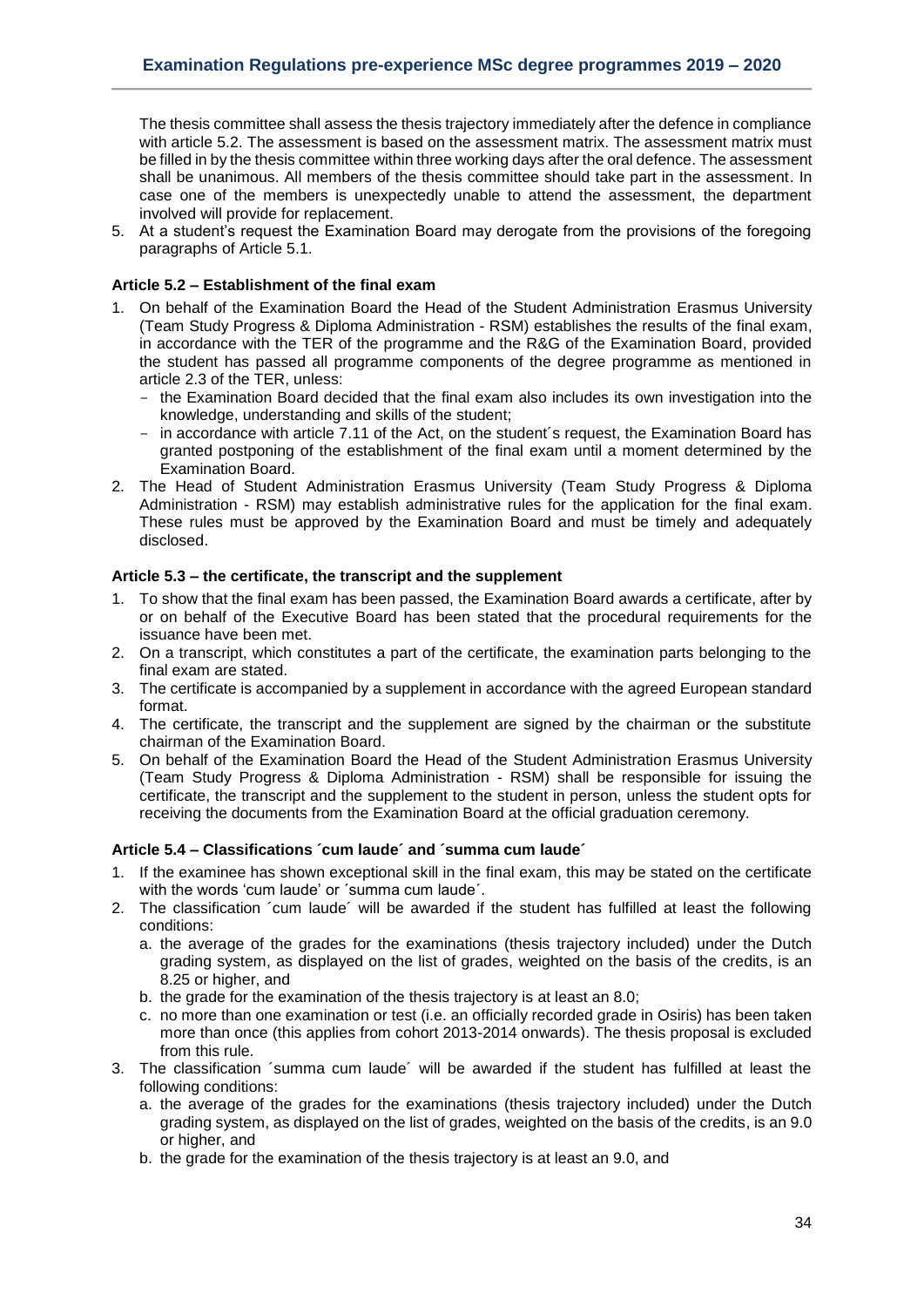The thesis committee shall assess the thesis trajectory immediately after the defence in compliance with article 5.2. The assessment is based on the assessment matrix. The assessment matrix must be filled in by the thesis committee within three working days after the oral defence. The assessment shall be unanimous. All members of the thesis committee should take part in the assessment. In case one of the members is unexpectedly unable to attend the assessment, the department involved will provide for replacement.

5. At a student's request the Examination Board may derogate from the provisions of the foregoing paragraphs of Article 5.1.

**Article 5.2 – Establishment of the final exam**

1. On behalf of the Examination Board the Head of the Student Administration Erasmus University (Team Study Progress & Diploma Administration - RSM) establishes the results of the final exam, in accordance with the TER of the programme and the R&G of the Examination Board, provided the student has passed all programme components of the degree programme as mentioned in article 2.3 of the TER, unless:
   - the Examination Board decided that the final exam also includes its own investigation into the knowledge, understanding and skills of the student;
   - in accordance with article 7.11 of the Act, on the student´s request, the Examination Board has granted postponing of the establishment of the final exam until a moment determined by the Examination Board.
2. The Head of Student Administration Erasmus University (Team Study Progress & Diploma Administration - RSM) may establish administrative rules for the application for the final exam. These rules must be approved by the Examination Board and must be timely and adequately disclosed.

**Article 5.3 – the certificate, the transcript and the supplement**

1. To show that the final exam has been passed, the Examination Board awards a certificate, after by or on behalf of the Executive Board has been stated that the procedural requirements for the issuance have been met.
2. On a transcript, which constitutes a part of the certificate, the examination parts belonging to the final exam are stated.
3. The certificate is accompanied by a supplement in accordance with the agreed European standard format.
4. The certificate, the transcript and the supplement are signed by the chairman or the substitute chairman of the Examination Board.
5. On behalf of the Examination Board the Head of the Student Administration Erasmus University (Team Study Progress & Diploma Administration - RSM) shall be responsible for issuing the certificate, the transcript and the supplement to the student in person, unless the student opts for receiving the documents from the Examination Board at the official graduation ceremony.

**Article 5.4 – Classifications ´cum laude´ and ´summa cum laude´**

1. If the examinee has shown exceptional skill in the final exam, this may be stated on the certificate with the words 'cum laude' or ´summa cum laude´.
2. The classification ´cum laude´ will be awarded if the student has fulfilled at least the following conditions:
   a. the average of the grades for the examinations (thesis trajectory included) under the Dutch grading system, as displayed on the list of grades, weighted on the basis of the credits, is an 8.25 or higher, and
   b. the grade for the examination of the thesis trajectory is at least an 8.0;
   c. no more than one examination or test (i.e. an officially recorded grade in Osiris) has been taken more than once (this applies from cohort 2013-2014 onwards). The thesis proposal is excluded from this rule.
3. The classification ´summa cum laude´ will be awarded if the student has fulfilled at least the following conditions:
   a. the average of the grades for the examinations (thesis trajectory included) under the Dutch grading system, as displayed on the list of grades, weighted on the basis of the credits, is an 9.0 or higher, and
   b. the grade for the examination of the thesis trajectory is at least an 9.0, and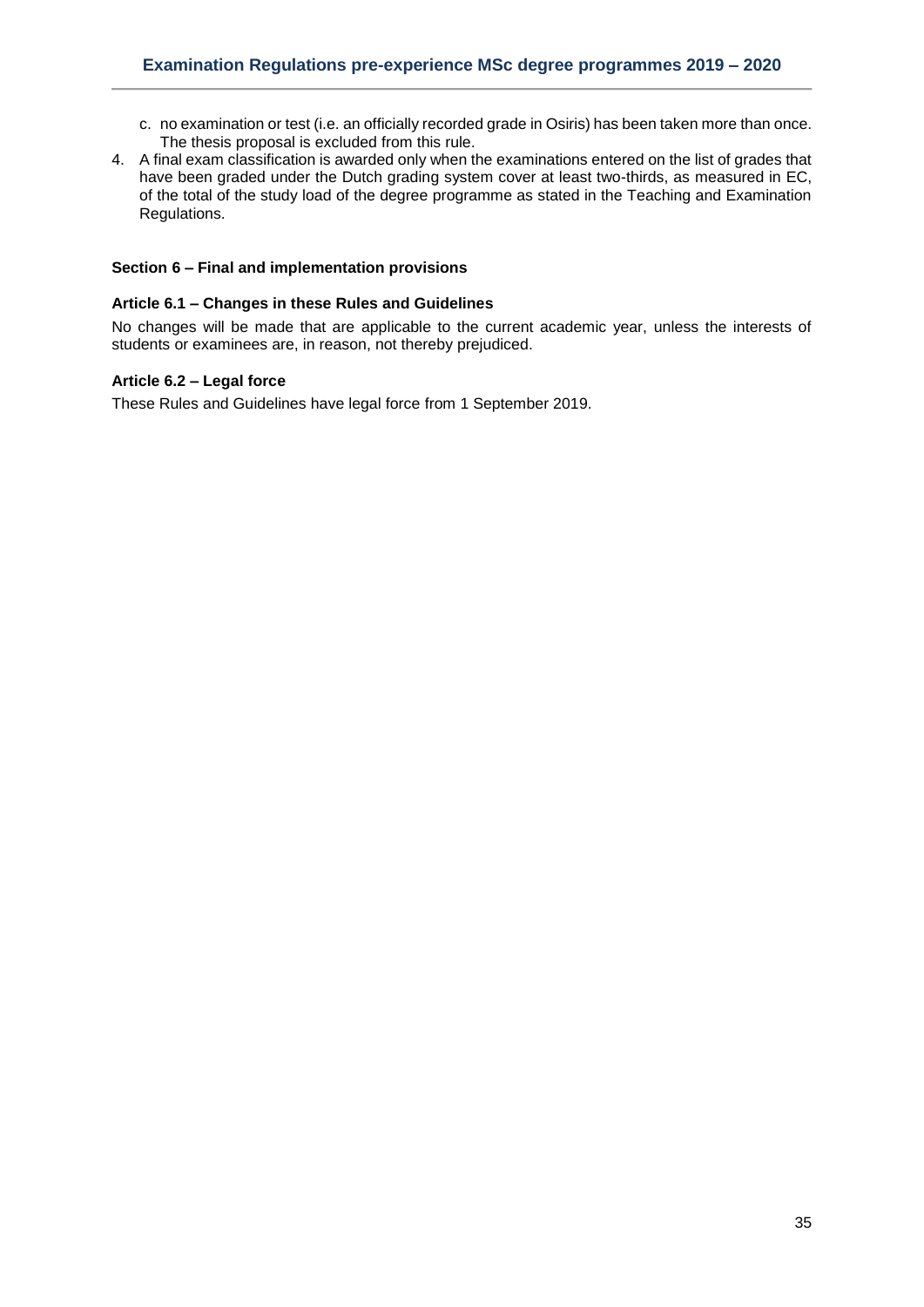c. no examination or test (i.e. an officially recorded grade in Osiris) has been taken more than once. The thesis proposal is excluded from this rule.

4. A final exam classification is awarded only when the examinations entered on the list of grades that have been graded under the Dutch grading system cover at least two-thirds, as measured in EC, of the total of the study load of the degree programme as stated in the Teaching and Examination Regulations.

## Section 6 – Final and implementation provisions

### Article 6.1 – Changes in these Rules and Guidelines

No changes will be made that are applicable to the current academic year, unless the interests of students or examinees are, in reason, not thereby prejudiced.

### Article 6.2 – Legal force

These Rules and Guidelines have legal force from 1 September 2019.